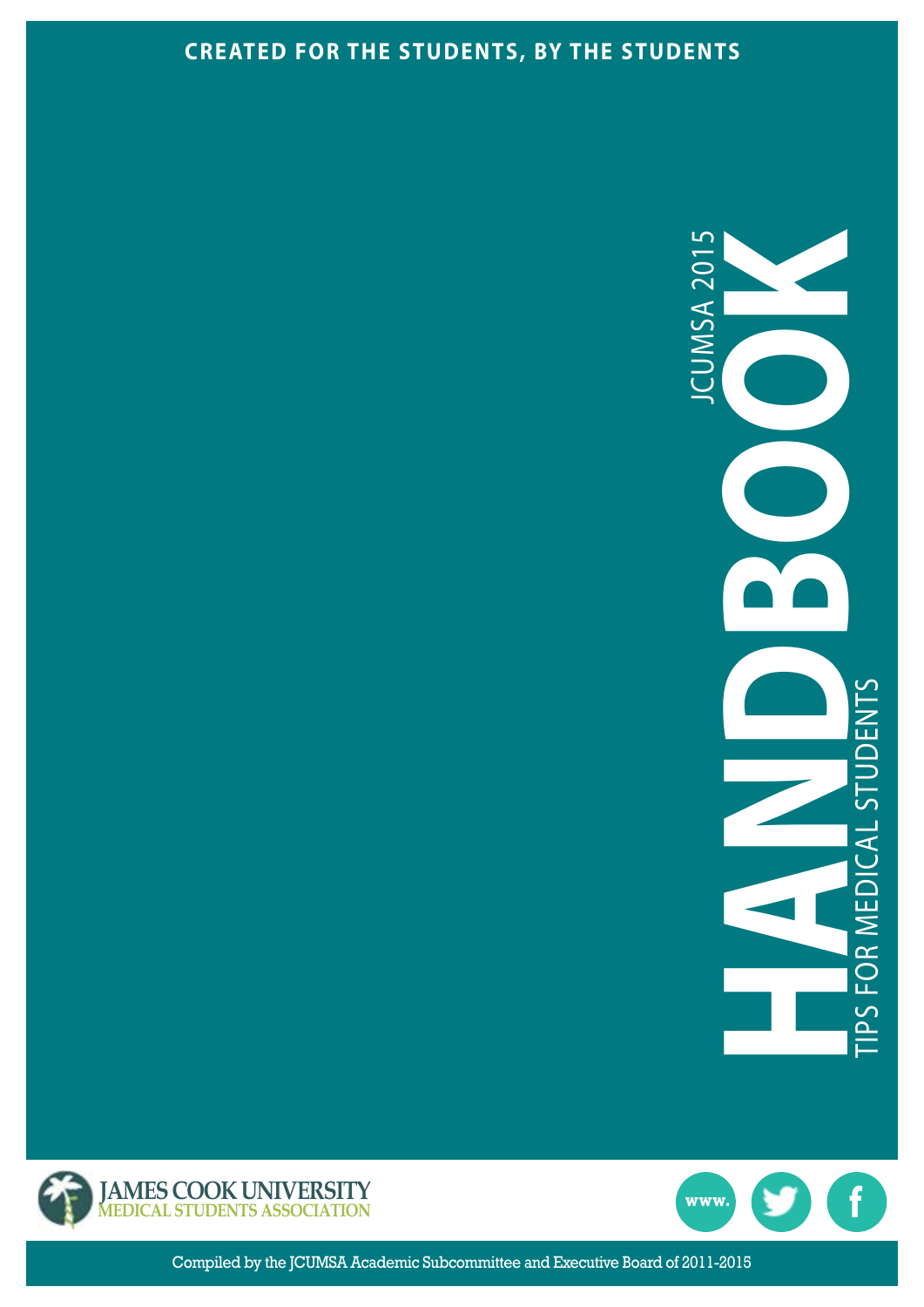**CREATED FOR THE STUDENTS, BY THE STUDENTS**

# HANDBOOK

JCUMSA 2015

TIPS FOR MEDICAL STUDENTS

JAMES COOK UNIVERSITY
MEDICAL STUDENTS ASSOCIATION

www.

Compiled by the JCUMSA Academic Subcommittee and Executive Board of 2011-2015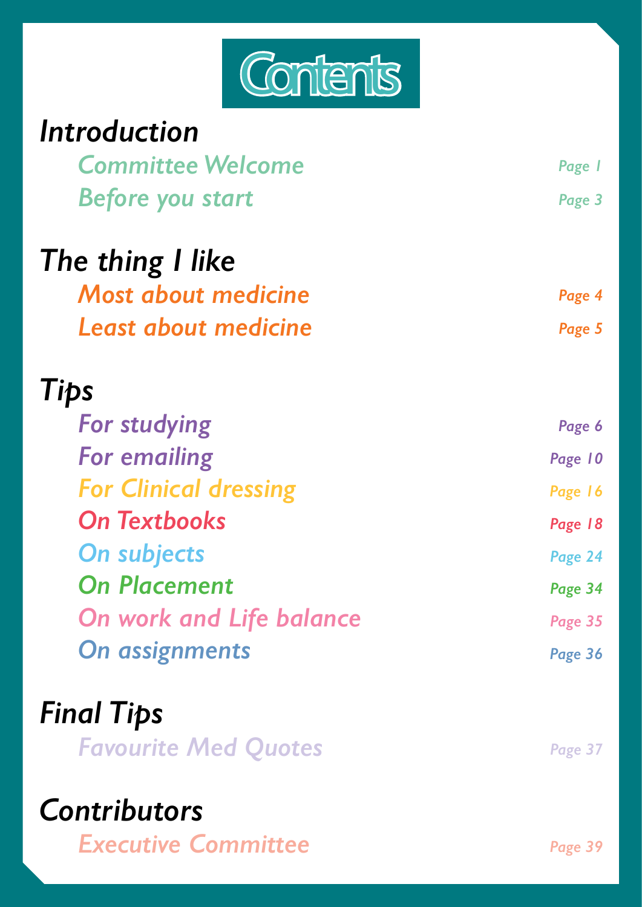# Contents

## *Introduction*

| | |
|---|---|
| *Committee Welcome* | *Page 1* |
| *Before you start* | *Page 3* |

## *The thing I like*

| | |
|---|---|
| *Most about medicine* | *Page 4* |
| *Least about medicine* | *Page 5* |

## *Tips*

| | |
|---|---|
| *For studying* | *Page 6* |
| *For emailing* | *Page 10* |
| *For Clinical dressing* | *Page 16* |
| *On Textbooks* | *Page 18* |
| *On subjects* | *Page 24* |
| *On Placement* | *Page 34* |
| *On work and Life balance* | *Page 35* |
| *On assignments* | *Page 36* |

## *Final Tips*

| | |
|---|---|
| *Favourite Med Quotes* | *Page 37* |

## *Contributors*

| | |
|---|---|
| *Executive Committee* | *Page 39* |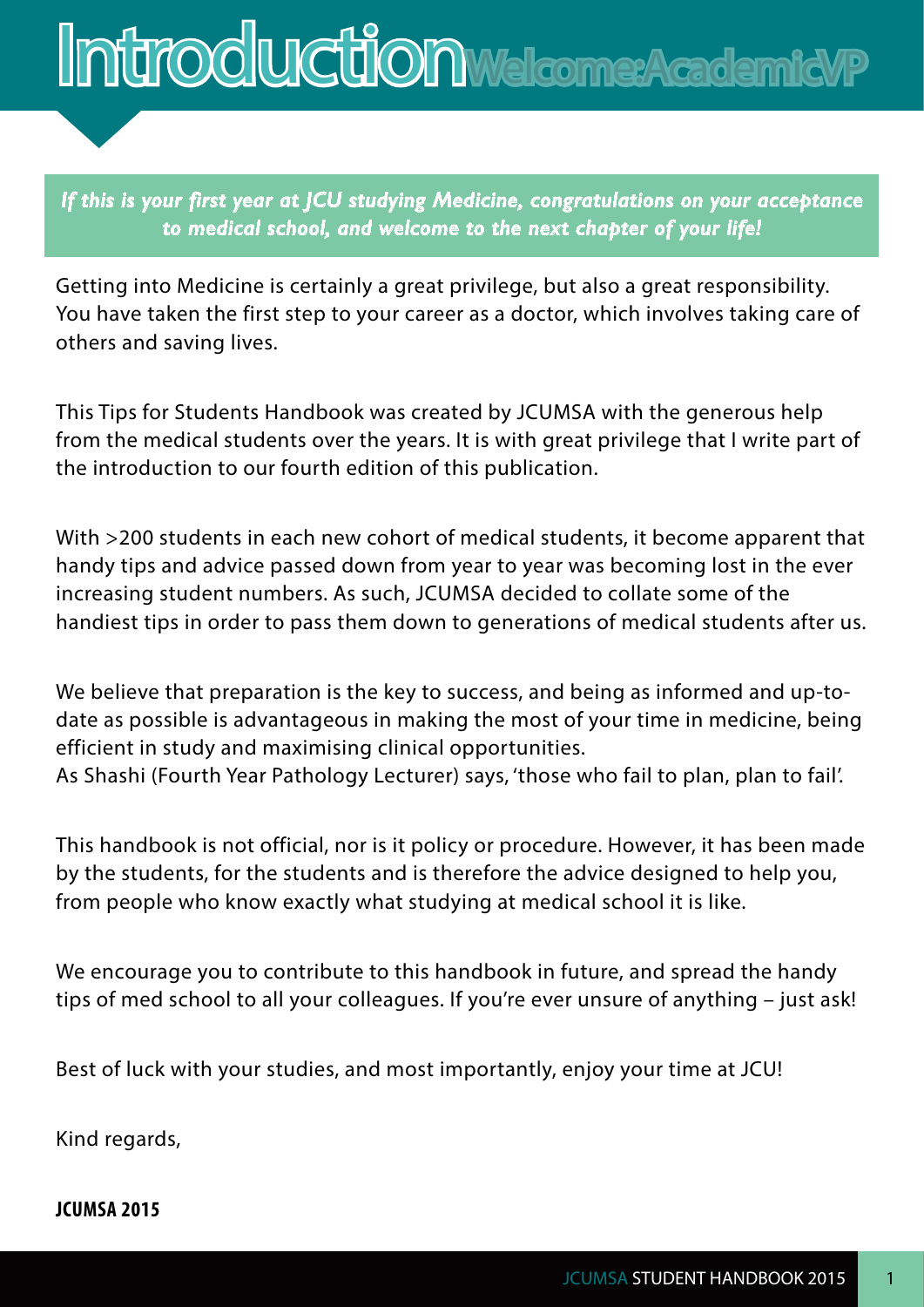# Introduction

## Welcome: Academic VP

***If this is your first year at JCU studying Medicine, congratulations on your acceptance to medical school, and welcome to the next chapter of your life!***

Getting into Medicine is certainly a great privilege, but also a great responsibility. You have taken the first step to your career as a doctor, which involves taking care of others and saving lives.

This Tips for Students Handbook was created by JCUMSA with the generous help from the medical students over the years. It is with great privilege that I write part of the introduction to our fourth edition of this publication.

With >200 students in each new cohort of medical students, it become apparent that handy tips and advice passed down from year to year was becoming lost in the ever increasing student numbers. As such, JCUMSA decided to collate some of the handiest tips in order to pass them down to generations of medical students after us.

We believe that preparation is the key to success, and being as informed and up-to-date as possible is advantageous in making the most of your time in medicine, being efficient in study and maximising clinical opportunities.
As Shashi (Fourth Year Pathology Lecturer) says, 'those who fail to plan, plan to fail'.

This handbook is not official, nor is it policy or procedure. However, it has been made by the students, for the students and is therefore the advice designed to help you, from people who know exactly what studying at medical school it is like.

We encourage you to contribute to this handbook in future, and spread the handy tips of med school to all your colleagues. If you're ever unsure of anything – just ask!

Best of luck with your studies, and most importantly, enjoy your time at JCU!

Kind regards,

**JCUMSA 2015**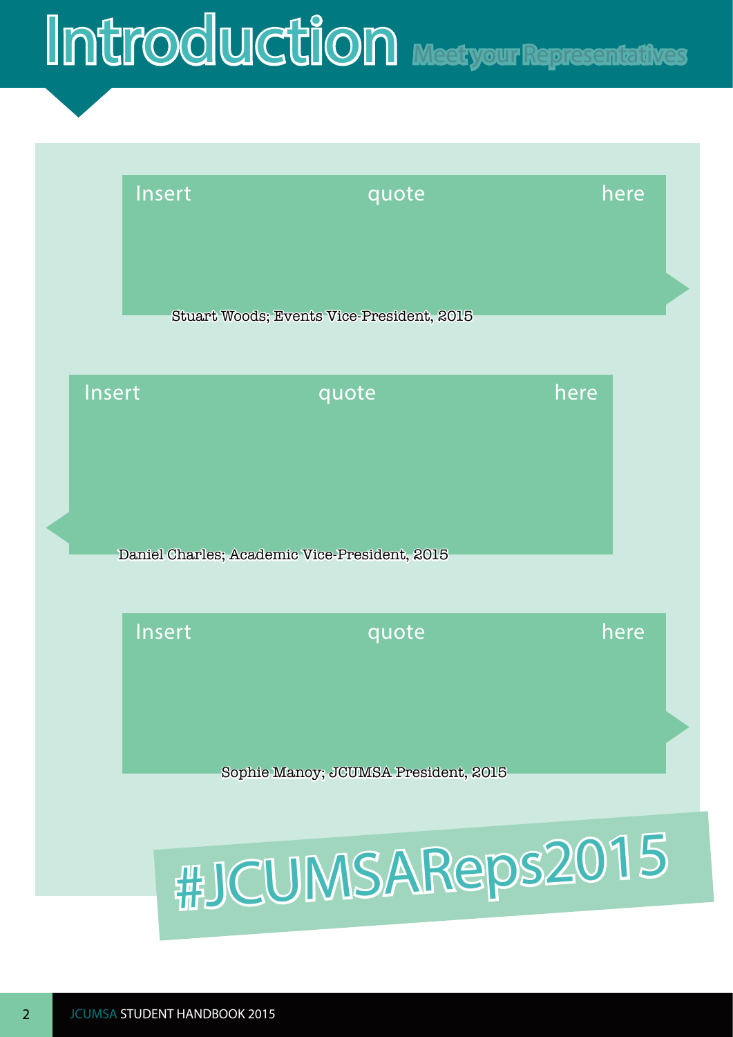# Introduction

## Meet your Representatives

Insert quote here

Stuart Woods; Events Vice-President, 2015

Insert quote here

Daniel Charles; Academic Vice-President, 2015

Insert quote here

Sophie Manoy; JCUMSA President, 2015

#JCUMSAReps2015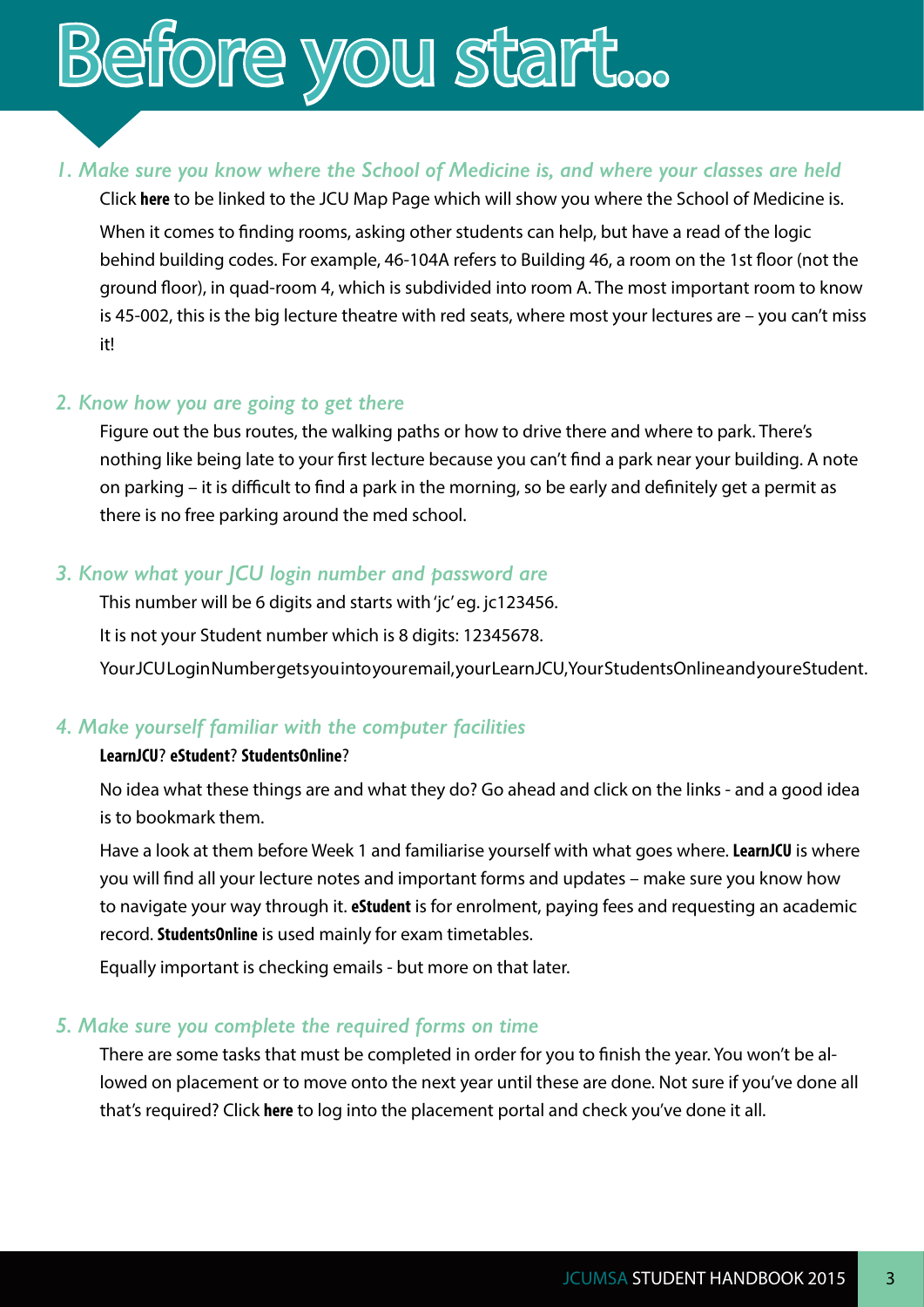# Before you start...

### *1. Make sure you know where the School of Medicine is, and where your classes are held*

Click **here** to be linked to the JCU Map Page which will show you where the School of Medicine is.

When it comes to finding rooms, asking other students can help, but have a read of the logic behind building codes. For example, 46-104A refers to Building 46, a room on the 1st floor (not the ground floor), in quad-room 4, which is subdivided into room A. The most important room to know is 45-002, this is the big lecture theatre with red seats, where most your lectures are – you can't miss it!

### *2. Know how you are going to get there*

Figure out the bus routes, the walking paths or how to drive there and where to park. There's nothing like being late to your first lecture because you can't find a park near your building. A note on parking – it is difficult to find a park in the morning, so be early and definitely get a permit as there is no free parking around the med school.

### *3. Know what your JCU login number and password are*

This number will be 6 digits and starts with 'jc' eg. jc123456.

It is not your Student number which is 8 digits: 12345678.

Your JCU Login Number gets you into your email, your LearnJCU, Your StudentsOnline and your eStudent.

### *4. Make yourself familiar with the computer facilities*

**LearnJCU**? **eStudent**? **StudentsOnline**?

No idea what these things are and what they do? Go ahead and click on the links - and a good idea is to bookmark them.

Have a look at them before Week 1 and familiarise yourself with what goes where. **LearnJCU** is where you will find all your lecture notes and important forms and updates – make sure you know how to navigate your way through it. **eStudent** is for enrolment, paying fees and requesting an academic record. **StudentsOnline** is used mainly for exam timetables.

Equally important is checking emails - but more on that later.

### *5. Make sure you complete the required forms on time*

There are some tasks that must be completed in order for you to finish the year. You won't be allowed on placement or to move onto the next year until these are done. Not sure if you've done all that's required? Click **here** to log into the placement portal and check you've done it all.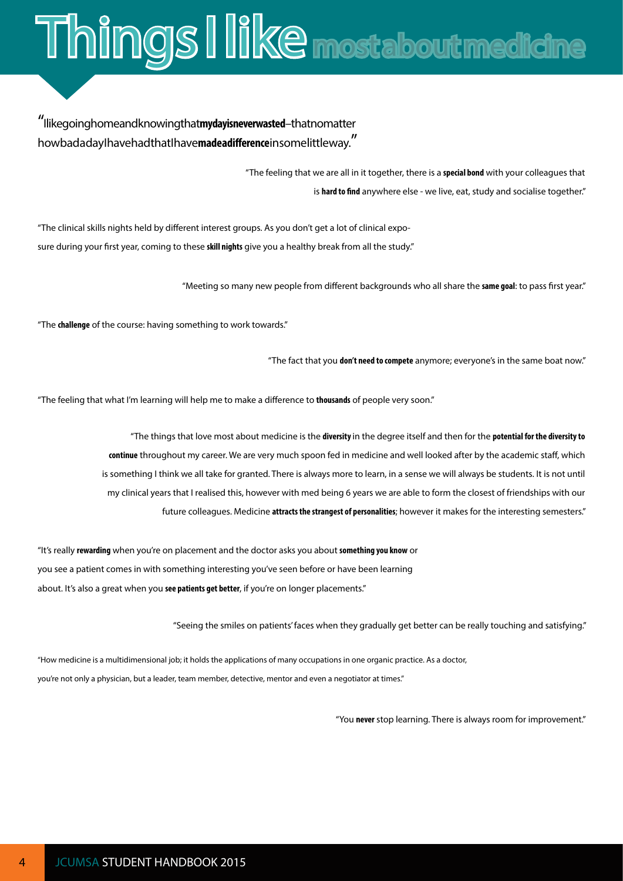# Things I like most about medicine

"I like going home and knowing that **my day is never wasted** – that no matter how bad a day I have had that I have **made a difference** in some little way."

"The feeling that we are all in it together, there is a **special bond** with your colleagues that is **hard to find** anywhere else - we live, eat, study and socialise together."

"The clinical skills nights held by different interest groups. As you don't get a lot of clinical exposure during your first year, coming to these **skill nights** give you a healthy break from all the study."

"Meeting so many new people from different backgrounds who all share the **same goal**: to pass first year."

"The **challenge** of the course: having something to work towards."

"The fact that you **don't need to compete** anymore; everyone's in the same boat now."

"The feeling that what I'm learning will help me to make a difference to **thousands** of people very soon."

"The things that love most about medicine is the **diversity** in the degree itself and then for the **potential for the diversity to continue** throughout my career. We are very much spoon fed in medicine and well looked after by the academic staff, which is something I think we all take for granted. There is always more to learn, in a sense we will always be students. It is not until my clinical years that I realised this, however with med being 6 years we are able to form the closest of friendships with our future colleagues. Medicine **attracts the strangest of personalities**; however it makes for the interesting semesters."

"It's really **rewarding** when you're on placement and the doctor asks you about **something you know** or you see a patient comes in with something interesting you've seen before or have been learning about. It's also a great when you **see patients get better**, if you're on longer placements."

"Seeing the smiles on patients' faces when they gradually get better can be really touching and satisfying."

"How medicine is a multidimensional job; it holds the applications of many occupations in one organic practice. As a doctor, you're not only a physician, but a leader, team member, detective, mentor and even a negotiator at times."

"You **never** stop learning. There is always room for improvement."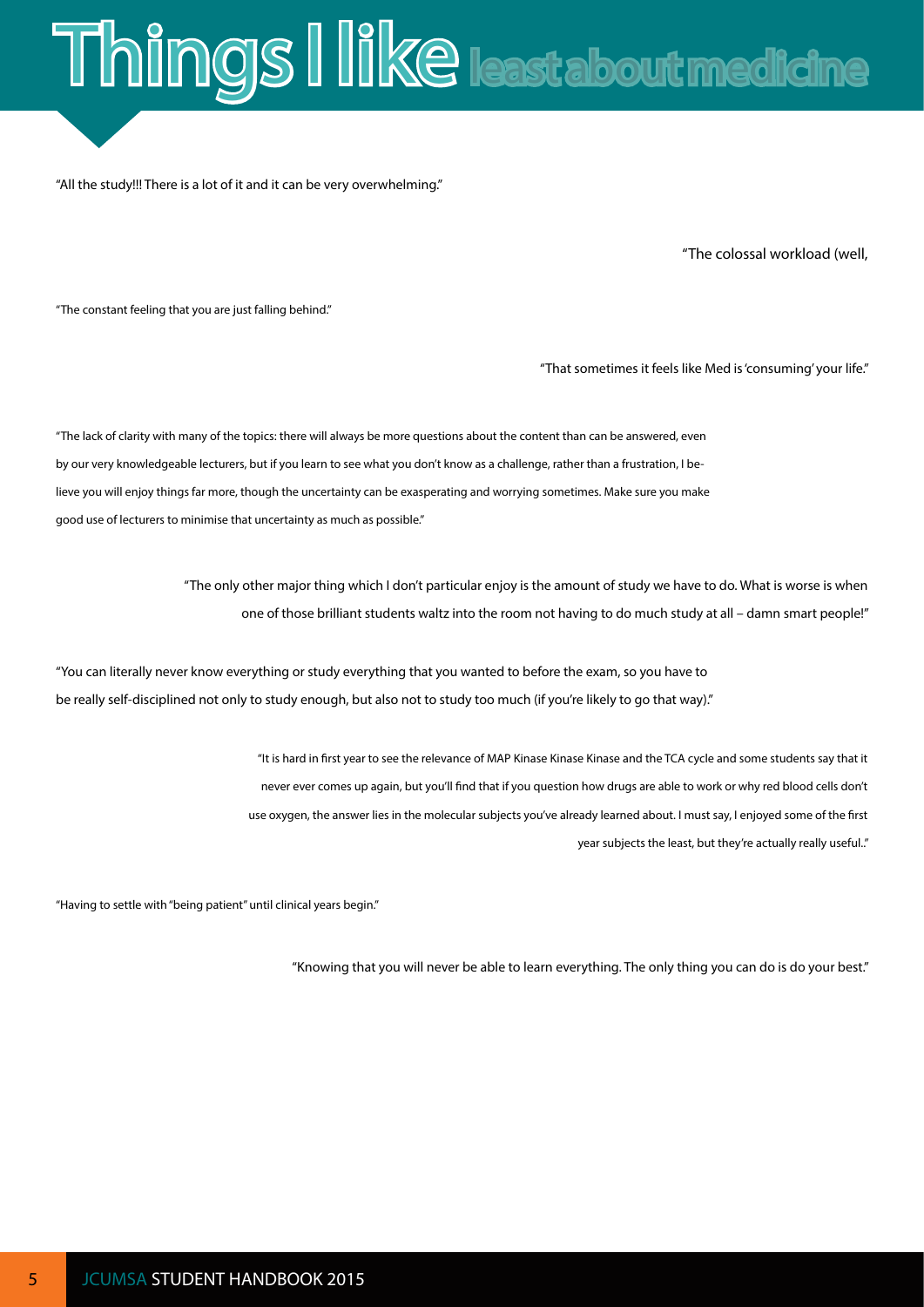# Things I like least about medicine

"All the study!!! There is a lot of it and it can be very overwhelming."

"The colossal workload (well,

"The constant feeling that you are just falling behind."

"That sometimes it feels like Med is 'consuming' your life."

"The lack of clarity with many of the topics: there will always be more questions about the content than can be answered, even by our very knowledgeable lecturers, but if you learn to see what you don't know as a challenge, rather than a frustration, I believe you will enjoy things far more, though the uncertainty can be exasperating and worrying sometimes. Make sure you make good use of lecturers to minimise that uncertainty as much as possible."

"The only other major thing which I don't particular enjoy is the amount of study we have to do. What is worse is when one of those brilliant students waltz into the room not having to do much study at all – damn smart people!"

"You can literally never know everything or study everything that you wanted to before the exam, so you have to be really self-disciplined not only to study enough, but also not to study too much (if you're likely to go that way)."

"It is hard in first year to see the relevance of MAP Kinase Kinase Kinase and the TCA cycle and some students say that it never ever comes up again, but you'll find that if you question how drugs are able to work or why red blood cells don't use oxygen, the answer lies in the molecular subjects you've already learned about. I must say, I enjoyed some of the first year subjects the least, but they're actually really useful.."

"Having to settle with "being patient" until clinical years begin."

"Knowing that you will never be able to learn everything. The only thing you can do is do your best."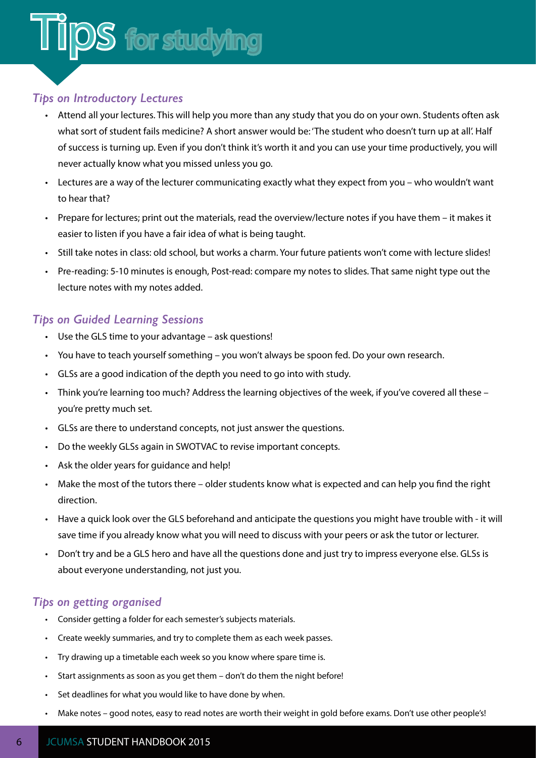# Tips for studying

### *Tips on Introductory Lectures*

- Attend all your lectures. This will help you more than any study that you do on your own. Students often ask what sort of student fails medicine? A short answer would be: 'The student who doesn't turn up at all'. Half of success is turning up. Even if you don't think it's worth it and you can use your time productively, you will never actually know what you missed unless you go.
- Lectures are a way of the lecturer communicating exactly what they expect from you – who wouldn't want to hear that?
- Prepare for lectures; print out the materials, read the overview/lecture notes if you have them – it makes it easier to listen if you have a fair idea of what is being taught.
- Still take notes in class: old school, but works a charm. Your future patients won't come with lecture slides!
- Pre-reading: 5-10 minutes is enough, Post-read: compare my notes to slides. That same night type out the lecture notes with my notes added.

### *Tips on Guided Learning Sessions*

- Use the GLS time to your advantage – ask questions!
- You have to teach yourself something – you won't always be spoon fed. Do your own research.
- GLSs are a good indication of the depth you need to go into with study.
- Think you're learning too much? Address the learning objectives of the week, if you've covered all these – you're pretty much set.
- GLSs are there to understand concepts, not just answer the questions.
- Do the weekly GLSs again in SWOTVAC to revise important concepts.
- Ask the older years for guidance and help!
- Make the most of the tutors there – older students know what is expected and can help you find the right direction.
- Have a quick look over the GLS beforehand and anticipate the questions you might have trouble with - it will save time if you already know what you will need to discuss with your peers or ask the tutor or lecturer.
- Don't try and be a GLS hero and have all the questions done and just try to impress everyone else. GLSs is about everyone understanding, not just you.

### *Tips on getting organised*

- Consider getting a folder for each semester's subjects materials.
- Create weekly summaries, and try to complete them as each week passes.
- Try drawing up a timetable each week so you know where spare time is.
- Start assignments as soon as you get them – don't do them the night before!
- Set deadlines for what you would like to have done by when.
- Make notes – good notes, easy to read notes are worth their weight in gold before exams. Don't use other people's!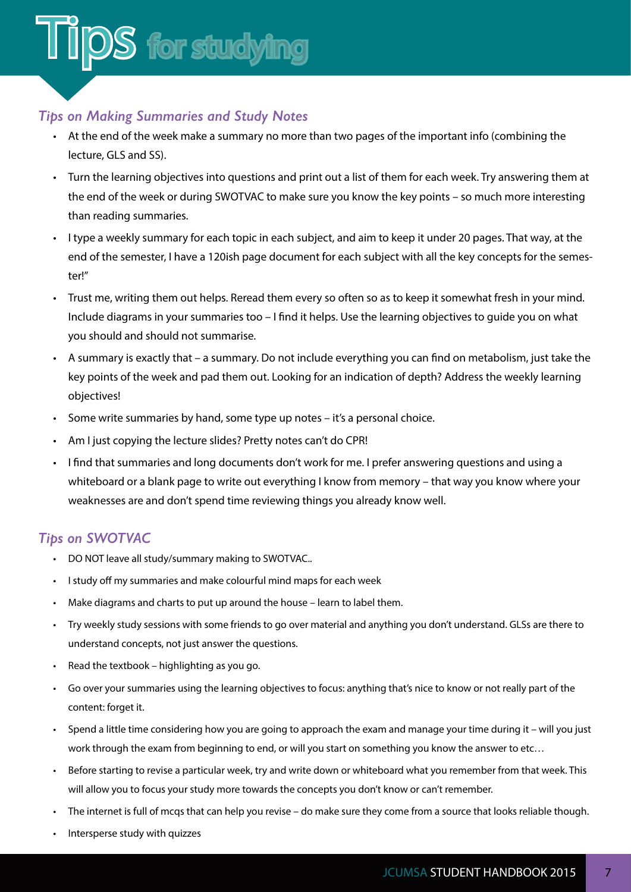# Tips for studying

## *Tips on Making Summaries and Study Notes*

- At the end of the week make a summary no more than two pages of the important info (combining the lecture, GLS and SS).
- Turn the learning objectives into questions and print out a list of them for each week. Try answering them at the end of the week or during SWOTVAC to make sure you know the key points – so much more interesting than reading summaries.
- I type a weekly summary for each topic in each subject, and aim to keep it under 20 pages. That way, at the end of the semester, I have a 120ish page document for each subject with all the key concepts for the semester!"
- Trust me, writing them out helps. Reread them every so often so as to keep it somewhat fresh in your mind. Include diagrams in your summaries too – I find it helps. Use the learning objectives to guide you on what you should and should not summarise.
- A summary is exactly that – a summary. Do not include everything you can find on metabolism, just take the key points of the week and pad them out. Looking for an indication of depth? Address the weekly learning objectives!
- Some write summaries by hand, some type up notes – it's a personal choice.
- Am I just copying the lecture slides? Pretty notes can't do CPR!
- I find that summaries and long documents don't work for me. I prefer answering questions and using a whiteboard or a blank page to write out everything I know from memory – that way you know where your weaknesses are and don't spend time reviewing things you already know well.

## *Tips on SWOTVAC*

- DO NOT leave all study/summary making to SWOTVAC..
- I study off my summaries and make colourful mind maps for each week
- Make diagrams and charts to put up around the house – learn to label them.
- Try weekly study sessions with some friends to go over material and anything you don't understand. GLSs are there to understand concepts, not just answer the questions.
- Read the textbook – highlighting as you go.
- Go over your summaries using the learning objectives to focus: anything that's nice to know or not really part of the content: forget it.
- Spend a little time considering how you are going to approach the exam and manage your time during it – will you just work through the exam from beginning to end, or will you start on something you know the answer to etc…
- Before starting to revise a particular week, try and write down or whiteboard what you remember from that week. This will allow you to focus your study more towards the concepts you don't know or can't remember.
- The internet is full of mcqs that can help you revise – do make sure they come from a source that looks reliable though.
- Intersperse study with quizzes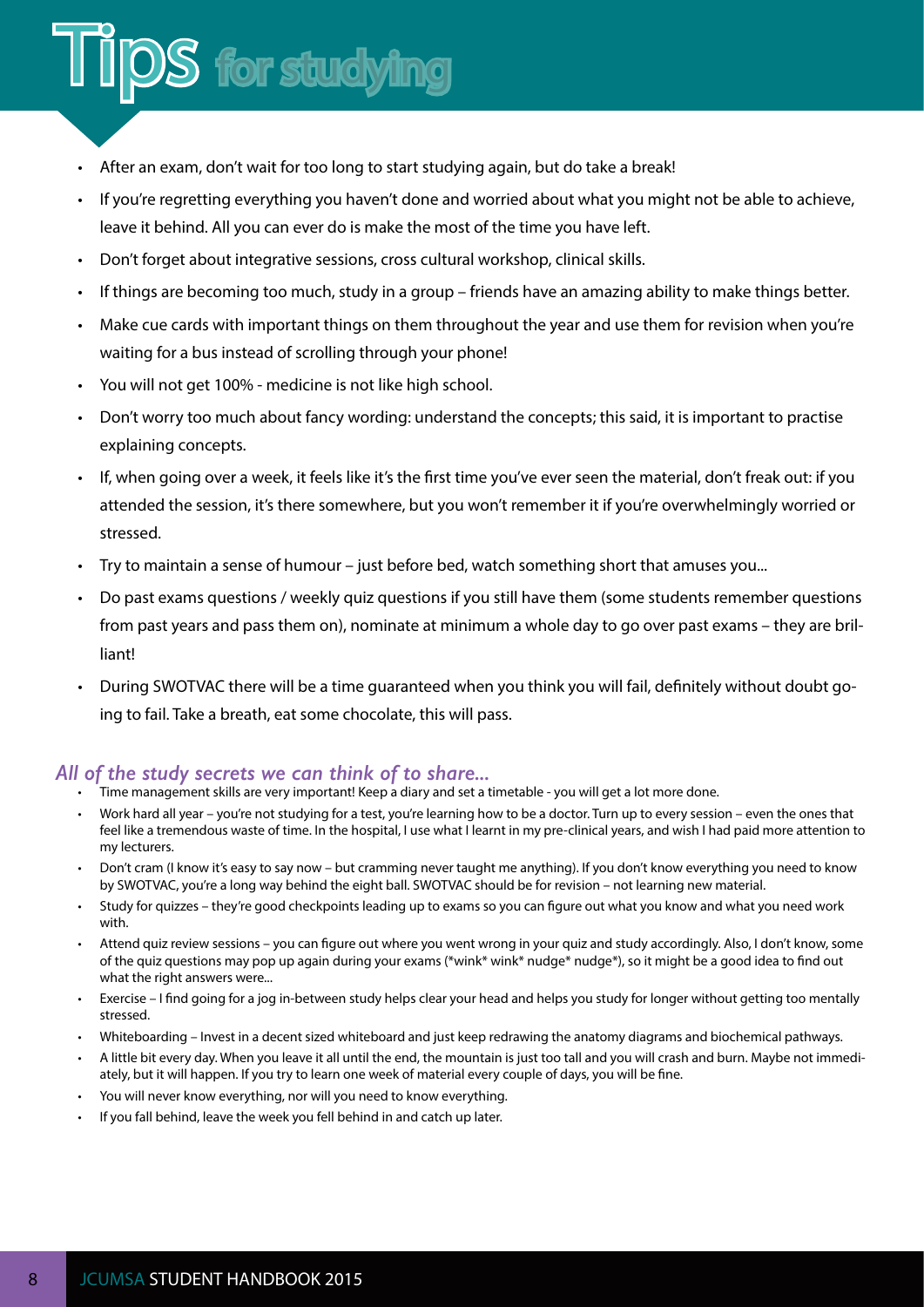# Tips for studying

- After an exam, don't wait for too long to start studying again, but do take a break!
- If you're regretting everything you haven't done and worried about what you might not be able to achieve, leave it behind. All you can ever do is make the most of the time you have left.
- Don't forget about integrative sessions, cross cultural workshop, clinical skills.
- If things are becoming too much, study in a group – friends have an amazing ability to make things better.
- Make cue cards with important things on them throughout the year and use them for revision when you're waiting for a bus instead of scrolling through your phone!
- You will not get 100% - medicine is not like high school.
- Don't worry too much about fancy wording: understand the concepts; this said, it is important to practise explaining concepts.
- If, when going over a week, it feels like it's the first time you've ever seen the material, don't freak out: if you attended the session, it's there somewhere, but you won't remember it if you're overwhelmingly worried or stressed.
- Try to maintain a sense of humour – just before bed, watch something short that amuses you...
- Do past exams questions / weekly quiz questions if you still have them (some students remember questions from past years and pass them on), nominate at minimum a whole day to go over past exams – they are brilliant!
- During SWOTVAC there will be a time guaranteed when you think you will fail, definitely without doubt going to fail. Take a breath, eat some chocolate, this will pass.

### *All of the study secrets we can think of to share...*

- Time management skills are very important! Keep a diary and set a timetable - you will get a lot more done.
- Work hard all year – you're not studying for a test, you're learning how to be a doctor. Turn up to every session – even the ones that feel like a tremendous waste of time. In the hospital, I use what I learnt in my pre-clinical years, and wish I had paid more attention to my lecturers.
- Don't cram (I know it's easy to say now – but cramming never taught me anything). If you don't know everything you need to know by SWOTVAC, you're a long way behind the eight ball. SWOTVAC should be for revision – not learning new material.
- Study for quizzes – they're good checkpoints leading up to exams so you can figure out what you know and what you need work with.
- Attend quiz review sessions – you can figure out where you went wrong in your quiz and study accordingly. Also, I don't know, some of the quiz questions may pop up again during your exams (*wink* wink* nudge* nudge*), so it might be a good idea to find out what the right answers were...
- Exercise – I find going for a jog in-between study helps clear your head and helps you study for longer without getting too mentally stressed.
- Whiteboarding – Invest in a decent sized whiteboard and just keep redrawing the anatomy diagrams and biochemical pathways.
- A little bit every day. When you leave it all until the end, the mountain is just too tall and you will crash and burn. Maybe not immediately, but it will happen. If you try to learn one week of material every couple of days, you will be fine.
- You will never know everything, nor will you need to know everything.
- If you fall behind, leave the week you fell behind in and catch up later.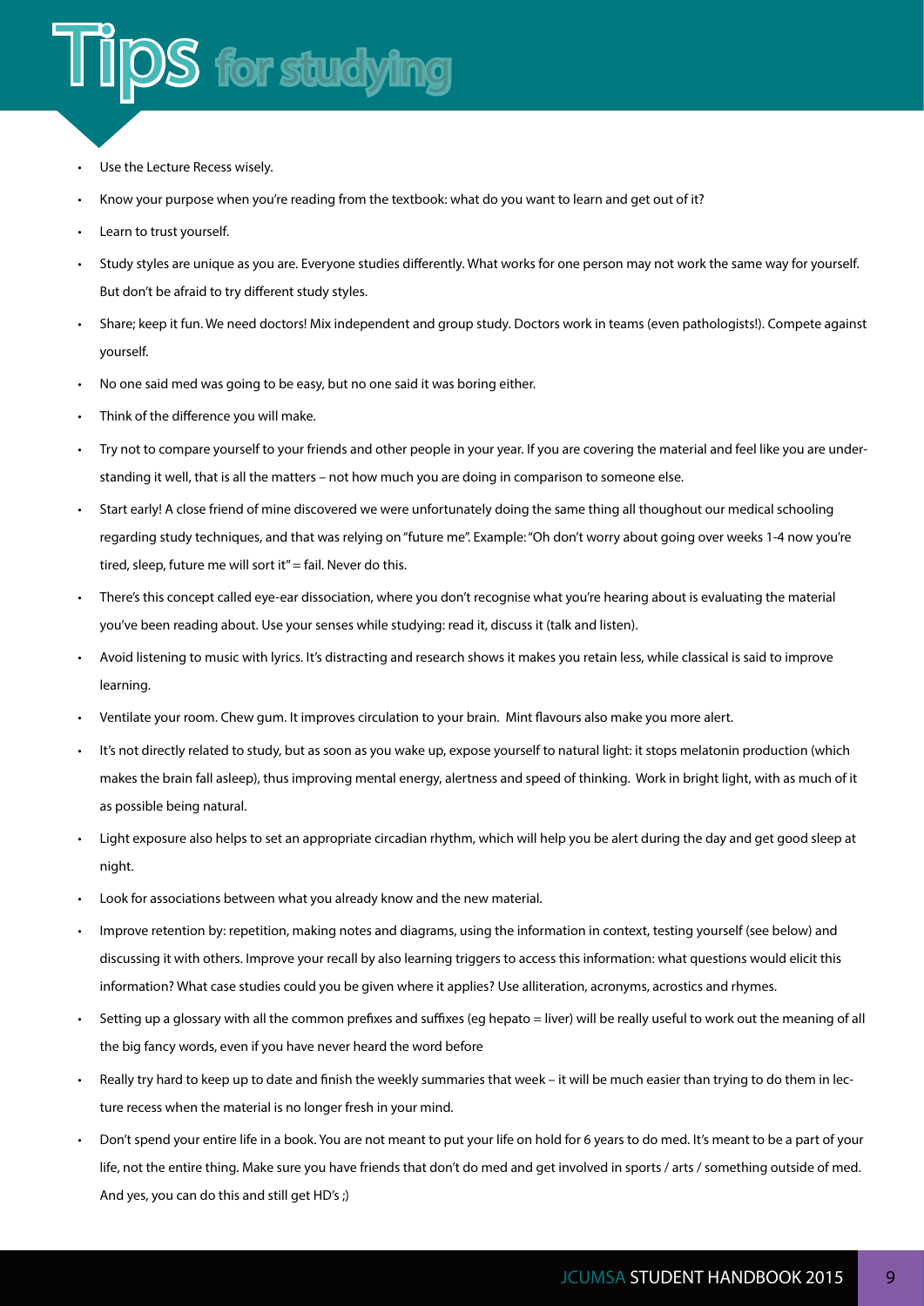# Tips for studying

- Use the Lecture Recess wisely.
- Know your purpose when you're reading from the textbook: what do you want to learn and get out of it?
- Learn to trust yourself.
- Study styles are unique as you are. Everyone studies differently. What works for one person may not work the same way for yourself. But don't be afraid to try different study styles.
- Share; keep it fun. We need doctors! Mix independent and group study. Doctors work in teams (even pathologists!). Compete against yourself.
- No one said med was going to be easy, but no one said it was boring either.
- Think of the difference you will make.
- Try not to compare yourself to your friends and other people in your year. If you are covering the material and feel like you are understanding it well, that is all the matters – not how much you are doing in comparison to someone else.
- Start early! A close friend of mine discovered we were unfortunately doing the same thing all thoughout our medical schooling regarding study techniques, and that was relying on "future me". Example: "Oh don't worry about going over weeks 1-4 now you're tired, sleep, future me will sort it" = fail. Never do this.
- There's this concept called eye-ear dissociation, where you don't recognise what you're hearing about is evaluating the material you've been reading about. Use your senses while studying: read it, discuss it (talk and listen).
- Avoid listening to music with lyrics. It's distracting and research shows it makes you retain less, while classical is said to improve learning.
- Ventilate your room. Chew gum. It improves circulation to your brain. Mint flavours also make you more alert.
- It's not directly related to study, but as soon as you wake up, expose yourself to natural light: it stops melatonin production (which makes the brain fall asleep), thus improving mental energy, alertness and speed of thinking. Work in bright light, with as much of it as possible being natural.
- Light exposure also helps to set an appropriate circadian rhythm, which will help you be alert during the day and get good sleep at night.
- Look for associations between what you already know and the new material.
- Improve retention by: repetition, making notes and diagrams, using the information in context, testing yourself (see below) and discussing it with others. Improve your recall by also learning triggers to access this information: what questions would elicit this information? What case studies could you be given where it applies? Use alliteration, acronyms, acrostics and rhymes.
- Setting up a glossary with all the common prefixes and suffixes (eg hepato = liver) will be really useful to work out the meaning of all the big fancy words, even if you have never heard the word before
- Really try hard to keep up to date and finish the weekly summaries that week – it will be much easier than trying to do them in lecture recess when the material is no longer fresh in your mind.
- Don't spend your entire life in a book. You are not meant to put your life on hold for 6 years to do med. It's meant to be a part of your life, not the entire thing. Make sure you have friends that don't do med and get involved in sports / arts / something outside of med. And yes, you can do this and still get HD's ;)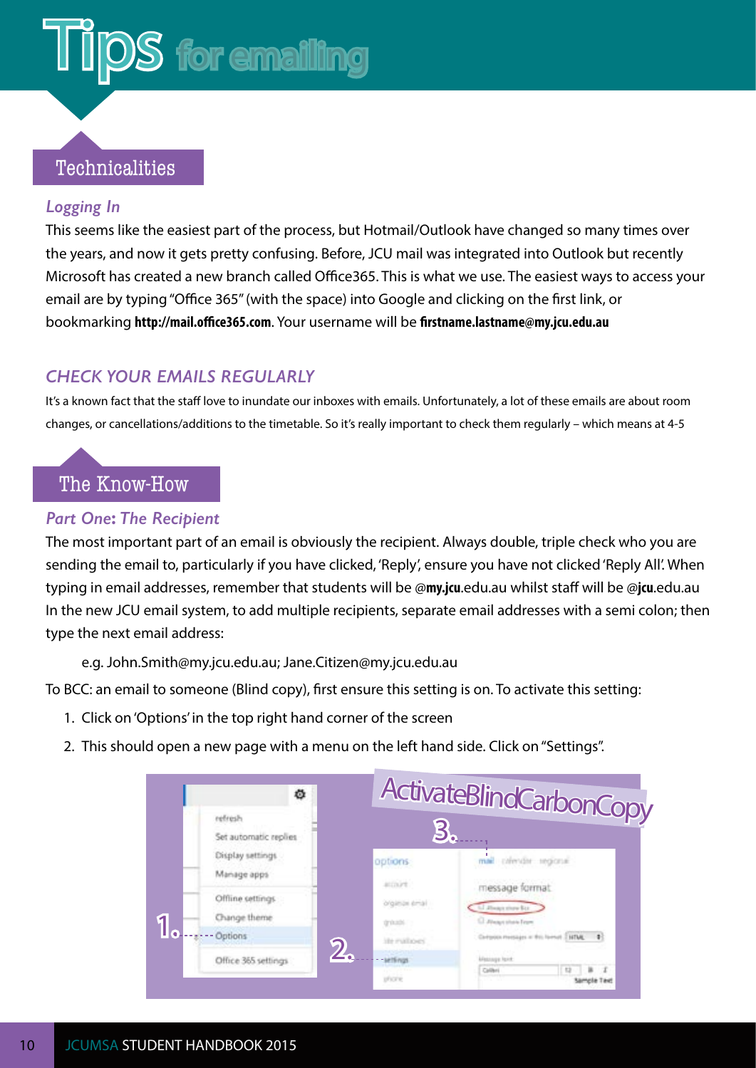# Tips for emailing

## Technicalities

### *Logging In*

This seems like the easiest part of the process, but Hotmail/Outlook have changed so many times over the years, and now it gets pretty confusing. Before, JCU mail was integrated into Outlook but recently Microsoft has created a new branch called Office365. This is what we use. The easiest ways to access your email are by typing "Office 365" (with the space) into Google and clicking on the first link, or bookmarking **http://mail.office365.com**. Your username will be **firstname.lastname@my.jcu.edu.au**

### *CHECK YOUR EMAILS REGULARLY*

It's a known fact that the staff love to inundate our inboxes with emails. Unfortunately, a lot of these emails are about room changes, or cancellations/additions to the timetable. So it's really important to check them regularly – which means at 4-5

## The Know-How

### *Part One: The Recipient*

The most important part of an email is obviously the recipient. Always double, triple check who you are sending the email to, particularly if you have clicked, 'Reply', ensure you have not clicked 'Reply All'. When typing in email addresses, remember that students will be @**my.jcu**.edu.au whilst staff will be @**jcu**.edu.au In the new JCU email system, to add multiple recipients, separate email addresses with a semi colon; then type the next email address:

e.g. John.Smith@my.jcu.edu.au; Jane.Citizen@my.jcu.edu.au

To BCC: an email to someone (Blind copy), first ensure this setting is on. To activate this setting:

1. Click on 'Options' in the top right hand corner of the screen
2. This should open a new page with a menu on the left hand side. Click on "Settings".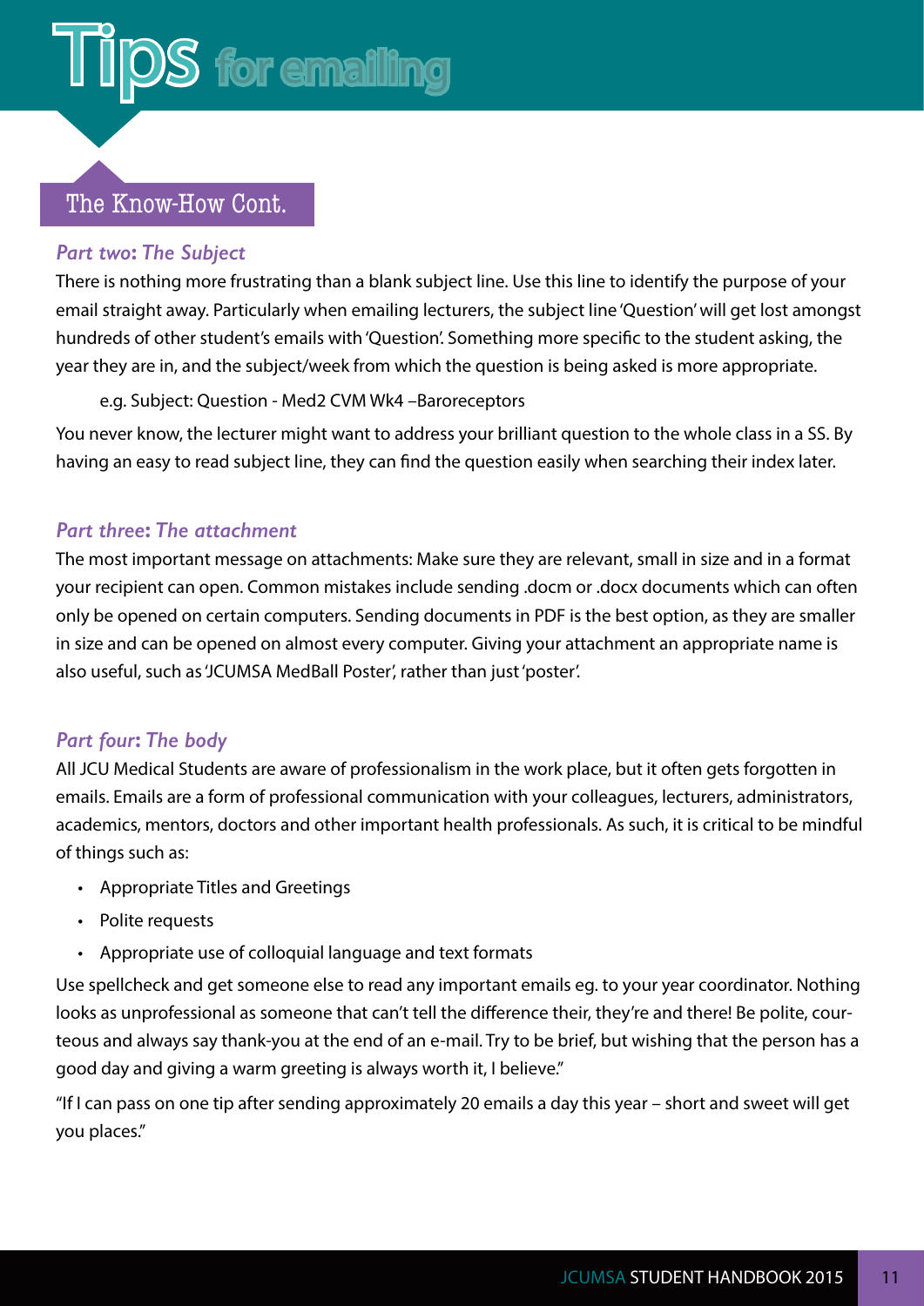# Tips for emailing

## The Know-How Cont.

### *Part two: The Subject*

There is nothing more frustrating than a blank subject line. Use this line to identify the purpose of your email straight away. Particularly when emailing lecturers, the subject line 'Question' will get lost amongst hundreds of other student's emails with 'Question'. Something more specific to the student asking, the year they are in, and the subject/week from which the question is being asked is more appropriate.

e.g. Subject: Question - Med2 CVM Wk4 –Baroreceptors

You never know, the lecturer might want to address your brilliant question to the whole class in a SS. By having an easy to read subject line, they can find the question easily when searching their index later.

### *Part three: The attachment*

The most important message on attachments: Make sure they are relevant, small in size and in a format your recipient can open. Common mistakes include sending .docm or .docx documents which can often only be opened on certain computers. Sending documents in PDF is the best option, as they are smaller in size and can be opened on almost every computer. Giving your attachment an appropriate name is also useful, such as 'JCUMSA MedBall Poster', rather than just 'poster'.

### *Part four: The body*

All JCU Medical Students are aware of professionalism in the work place, but it often gets forgotten in emails. Emails are a form of professional communication with your colleagues, lecturers, administrators, academics, mentors, doctors and other important health professionals. As such, it is critical to be mindful of things such as:

- Appropriate Titles and Greetings
- Polite requests
- Appropriate use of colloquial language and text formats

Use spellcheck and get someone else to read any important emails eg. to your year coordinator. Nothing looks as unprofessional as someone that can't tell the difference their, they're and there! Be polite, courteous and always say thank-you at the end of an e-mail. Try to be brief, but wishing that the person has a good day and giving a warm greeting is always worth it, I believe."

"If I can pass on one tip after sending approximately 20 emails a day this year – short and sweet will get you places."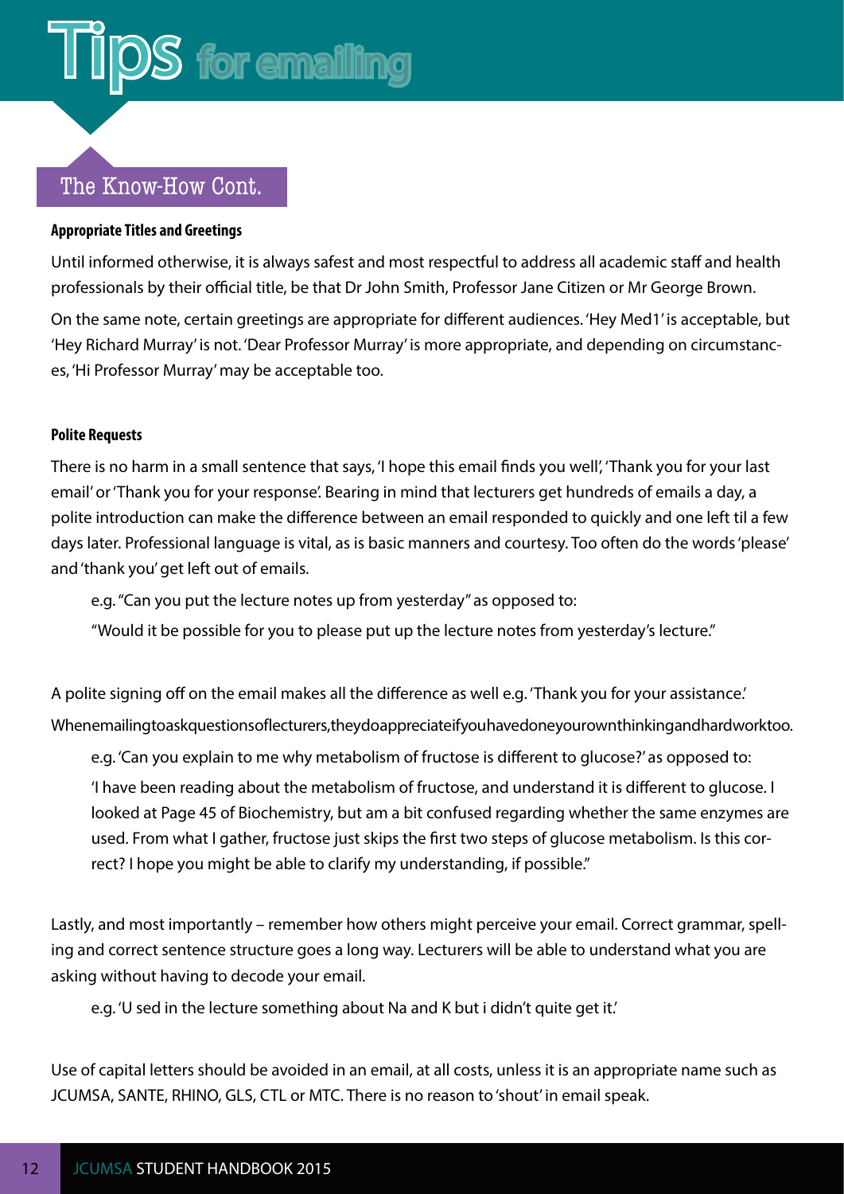# Tips for emailing

## The Know-How Cont.

**Appropriate Titles and Greetings**

Until informed otherwise, it is always safest and most respectful to address all academic staff and health professionals by their official title, be that Dr John Smith, Professor Jane Citizen or Mr George Brown.

On the same note, certain greetings are appropriate for different audiences. 'Hey Med1' is acceptable, but 'Hey Richard Murray' is not. 'Dear Professor Murray' is more appropriate, and depending on circumstances, 'Hi Professor Murray' may be acceptable too.

**Polite Requests**

There is no harm in a small sentence that says, 'I hope this email finds you well', 'Thank you for your last email' or 'Thank you for your response'. Bearing in mind that lecturers get hundreds of emails a day, a polite introduction can make the difference between an email responded to quickly and one left til a few days later. Professional language is vital, as is basic manners and courtesy. Too often do the words 'please' and 'thank you' get left out of emails.

> e.g. "Can you put the lecture notes up from yesterday" as opposed to:
>
> "Would it be possible for you to please put up the lecture notes from yesterday's lecture."

A polite signing off on the email makes all the difference as well e.g. 'Thank you for your assistance.'

When emailing to ask questions of lecturers, they do appreciate if you have done your own thinking and hard work too.

> e.g. 'Can you explain to me why metabolism of fructose is different to glucose?' as opposed to:
>
> 'I have been reading about the metabolism of fructose, and understand it is different to glucose. I looked at Page 45 of Biochemistry, but am a bit confused regarding whether the same enzymes are used. From what I gather, fructose just skips the first two steps of glucose metabolism. Is this correct? I hope you might be able to clarify my understanding, if possible."

Lastly, and most importantly – remember how others might perceive your email. Correct grammar, spelling and correct sentence structure goes a long way. Lecturers will be able to understand what you are asking without having to decode your email.

> e.g. 'U sed in the lecture something about Na and K but i didn't quite get it.'

Use of capital letters should be avoided in an email, at all costs, unless it is an appropriate name such as JCUMSA, SANTE, RHINO, GLS, CTL or MTC. There is no reason to 'shout' in email speak.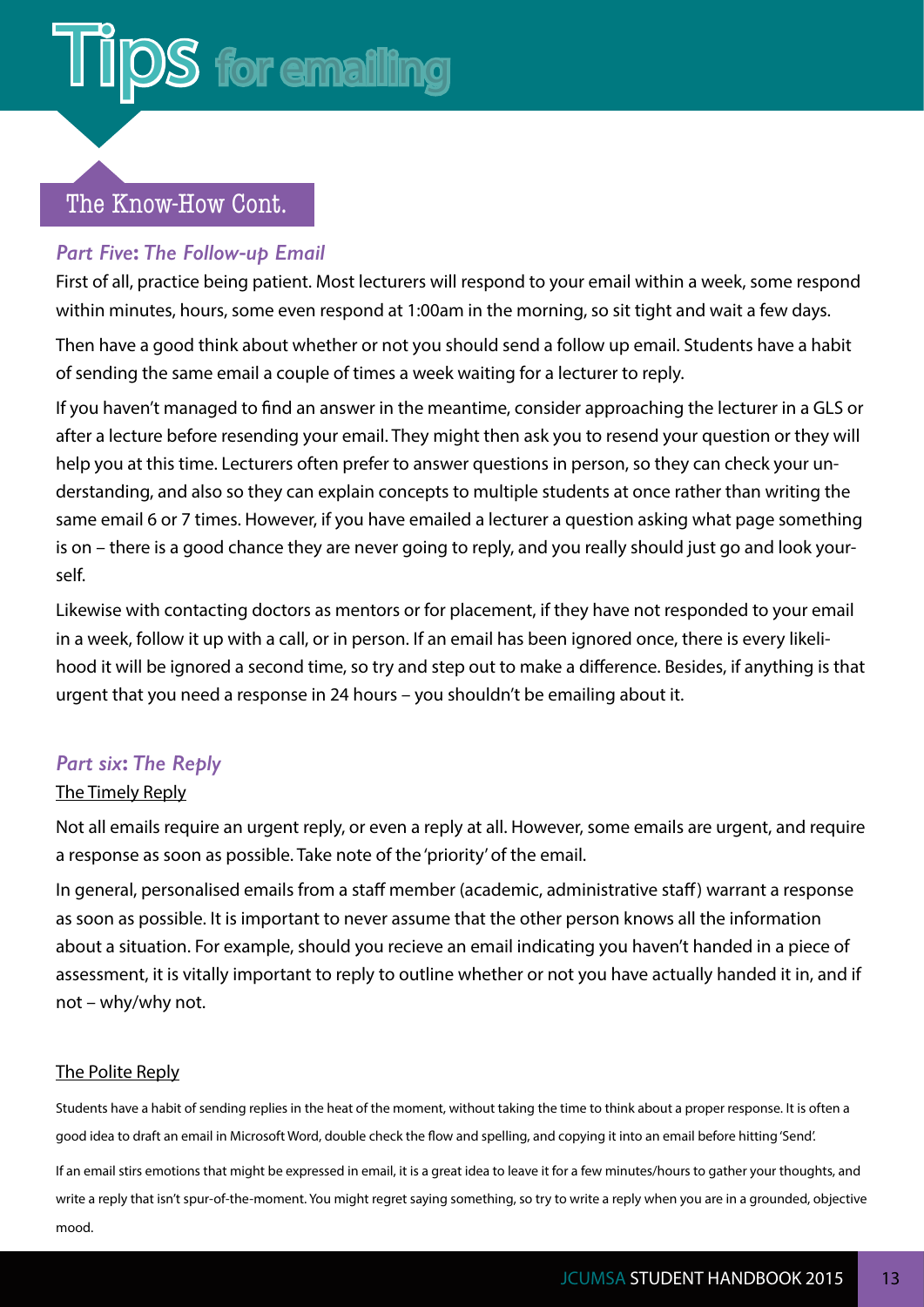# Tips for emailing

## The Know-How Cont.

### *Part Five: The Follow-up Email*

First of all, practice being patient. Most lecturers will respond to your email within a week, some respond within minutes, hours, some even respond at 1:00am in the morning, so sit tight and wait a few days.

Then have a good think about whether or not you should send a follow up email. Students have a habit of sending the same email a couple of times a week waiting for a lecturer to reply.

If you haven't managed to find an answer in the meantime, consider approaching the lecturer in a GLS or after a lecture before resending your email. They might then ask you to resend your question or they will help you at this time. Lecturers often prefer to answer questions in person, so they can check your understanding, and also so they can explain concepts to multiple students at once rather than writing the same email 6 or 7 times. However, if you have emailed a lecturer a question asking what page something is on – there is a good chance they are never going to reply, and you really should just go and look yourself.

Likewise with contacting doctors as mentors or for placement, if they have not responded to your email in a week, follow it up with a call, or in person. If an email has been ignored once, there is every likelihood it will be ignored a second time, so try and step out to make a difference. Besides, if anything is that urgent that you need a response in 24 hours – you shouldn't be emailing about it.

### *Part six: The Reply*

#### The Timely Reply

Not all emails require an urgent reply, or even a reply at all. However, some emails are urgent, and require a response as soon as possible. Take note of the 'priority' of the email.

In general, personalised emails from a staff member (academic, administrative staff) warrant a response as soon as possible. It is important to never assume that the other person knows all the information about a situation. For example, should you recieve an email indicating you haven't handed in a piece of assessment, it is vitally important to reply to outline whether or not you have actually handed it in, and if not – why/why not.

#### The Polite Reply

Students have a habit of sending replies in the heat of the moment, without taking the time to think about a proper response. It is often a good idea to draft an email in Microsoft Word, double check the flow and spelling, and copying it into an email before hitting 'Send'.

If an email stirs emotions that might be expressed in email, it is a great idea to leave it for a few minutes/hours to gather your thoughts, and write a reply that isn't spur-of-the-moment. You might regret saying something, so try to write a reply when you are in a grounded, objective mood.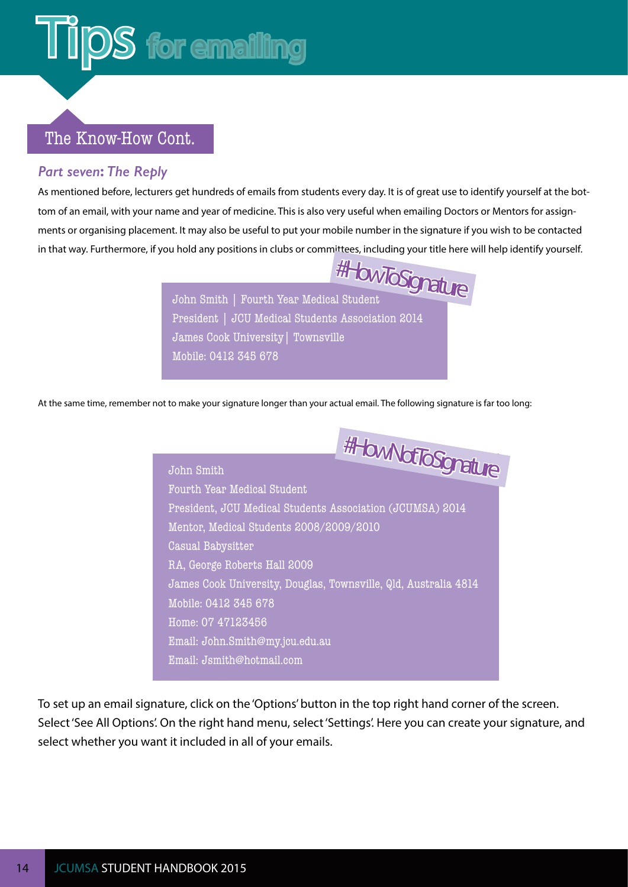# Tips for emailing

## The Know-How Cont.

### *Part seven: The Reply*

As mentioned before, lecturers get hundreds of emails from students every day. It is of great use to identify yourself at the bottom of an email, with your name and year of medicine. This is also very useful when emailing Doctors or Mentors for assignments or organising placement. It may also be useful to put your mobile number in the signature if you wish to be contacted in that way. Furthermore, if you hold any positions in clubs or committees, including your title here will help identify yourself.

#HowToSignature

John Smith | Fourth Year Medical Student
President | JCU Medical Students Association 2014
James Cook University| Townsville
Mobile: 0412 345 678

At the same time, remember not to make your signature longer than your actual email. The following signature is far too long:

#HowNotToSignature

John Smith
Fourth Year Medical Student
President, JCU Medical Students Association (JCUMSA) 2014
Mentor, Medical Students 2008/2009/2010
Casual Babysitter
RA, George Roberts Hall 2009
James Cook University, Douglas, Townsville, Qld, Australia 4814
Mobile: 0412 345 678
Home: 07 47123456
Email: John.Smith@my.jcu.edu.au
Email: Jsmith@hotmail.com

To set up an email signature, click on the 'Options' button in the top right hand corner of the screen. Select 'See All Options'. On the right hand menu, select 'Settings'. Here you can create your signature, and select whether you want it included in all of your emails.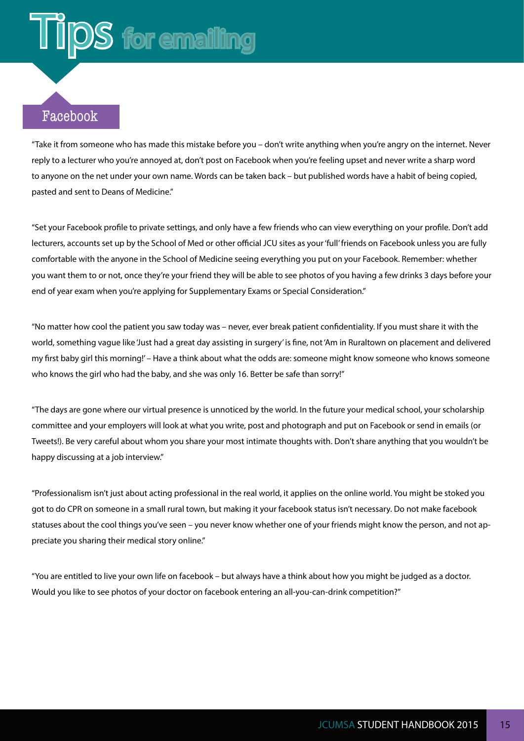# Tips for emailing

## Facebook

"Take it from someone who has made this mistake before you – don't write anything when you're angry on the internet. Never reply to a lecturer who you're annoyed at, don't post on Facebook when you're feeling upset and never write a sharp word to anyone on the net under your own name. Words can be taken back – but published words have a habit of being copied, pasted and sent to Deans of Medicine."

"Set your Facebook profile to private settings, and only have a few friends who can view everything on your profile. Don't add lecturers, accounts set up by the School of Med or other official JCU sites as your 'full' friends on Facebook unless you are fully comfortable with the anyone in the School of Medicine seeing everything you put on your Facebook. Remember: whether you want them to or not, once they're your friend they will be able to see photos of you having a few drinks 3 days before your end of year exam when you're applying for Supplementary Exams or Special Consideration."

"No matter how cool the patient you saw today was – never, ever break patient confidentiality. If you must share it with the world, something vague like 'Just had a great day assisting in surgery' is fine, not 'Am in Ruraltown on placement and delivered my first baby girl this morning!' – Have a think about what the odds are: someone might know someone who knows someone who knows the girl who had the baby, and she was only 16. Better be safe than sorry!"

"The days are gone where our virtual presence is unnoticed by the world. In the future your medical school, your scholarship committee and your employers will look at what you write, post and photograph and put on Facebook or send in emails (or Tweets!). Be very careful about whom you share your most intimate thoughts with. Don't share anything that you wouldn't be happy discussing at a job interview."

"Professionalism isn't just about acting professional in the real world, it applies on the online world. You might be stoked you got to do CPR on someone in a small rural town, but making it your facebook status isn't necessary. Do not make facebook statuses about the cool things you've seen – you never know whether one of your friends might know the person, and not appreciate you sharing their medical story online."

"You are entitled to live your own life on facebook – but always have a think about how you might be judged as a doctor. Would you like to see photos of your doctor on facebook entering an all-you-can-drink competition?"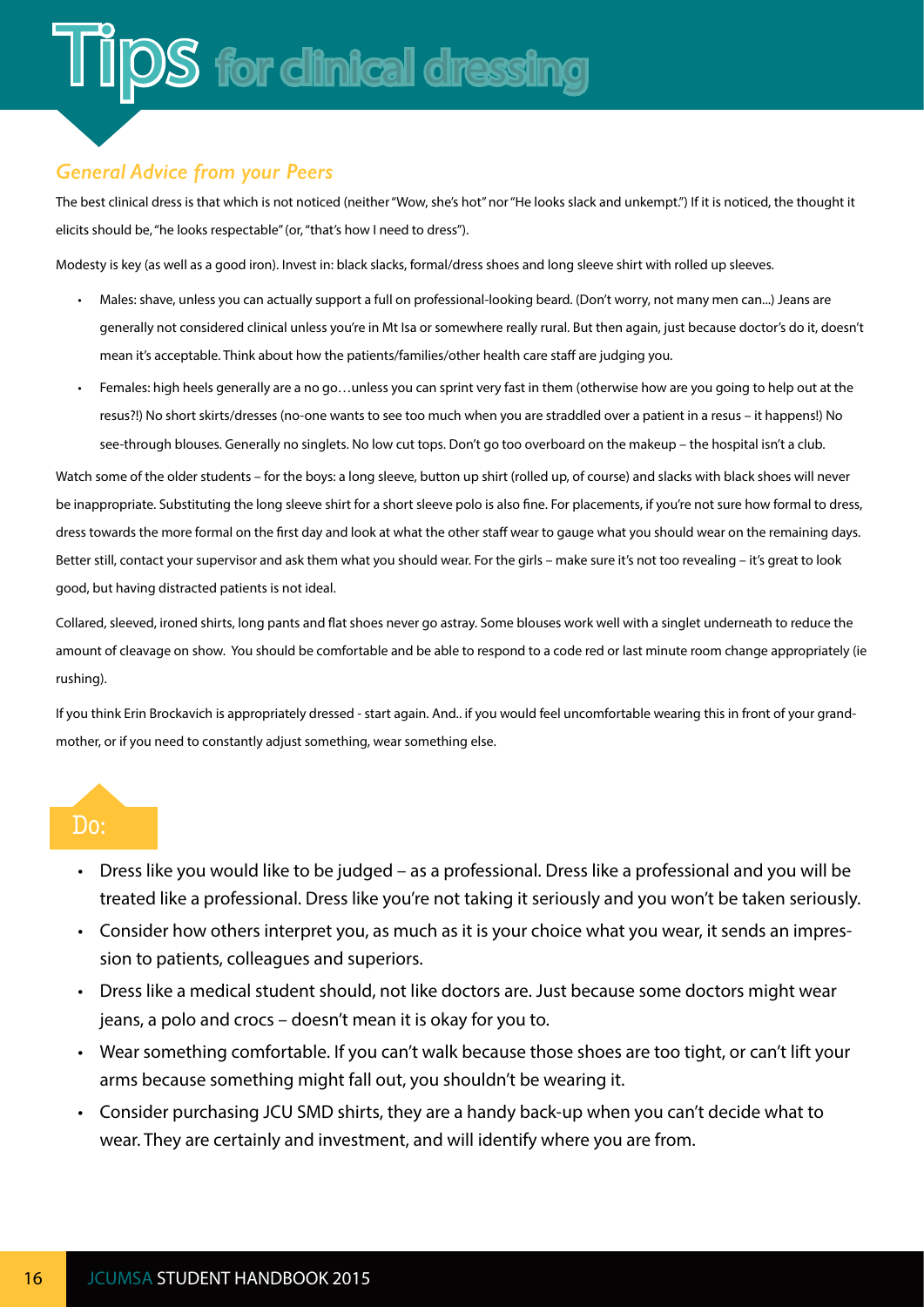# Tips for clinical dressing

### *General Advice from your Peers*

The best clinical dress is that which is not noticed (neither "Wow, she's hot" nor "He looks slack and unkempt.") If it is noticed, the thought it elicits should be, "he looks respectable" (or, "that's how I need to dress").

Modesty is key (as well as a good iron). Invest in: black slacks, formal/dress shoes and long sleeve shirt with rolled up sleeves.

- Males: shave, unless you can actually support a full on professional-looking beard. (Don't worry, not many men can...) Jeans are generally not considered clinical unless you're in Mt Isa or somewhere really rural. But then again, just because doctor's do it, doesn't mean it's acceptable. Think about how the patients/families/other health care staff are judging you.
- Females: high heels generally are a no go…unless you can sprint very fast in them (otherwise how are you going to help out at the resus?!) No short skirts/dresses (no-one wants to see too much when you are straddled over a patient in a resus – it happens!) No see-through blouses. Generally no singlets. No low cut tops. Don't go too overboard on the makeup – the hospital isn't a club.

Watch some of the older students – for the boys: a long sleeve, button up shirt (rolled up, of course) and slacks with black shoes will never be inappropriate. Substituting the long sleeve shirt for a short sleeve polo is also fine. For placements, if you're not sure how formal to dress, dress towards the more formal on the first day and look at what the other staff wear to gauge what you should wear on the remaining days. Better still, contact your supervisor and ask them what you should wear. For the girls – make sure it's not too revealing – it's great to look good, but having distracted patients is not ideal.

Collared, sleeved, ironed shirts, long pants and flat shoes never go astray. Some blouses work well with a singlet underneath to reduce the amount of cleavage on show. You should be comfortable and be able to respond to a code red or last minute room change appropriately (ie rushing).

If you think Erin Brockavich is appropriately dressed - start again. And.. if you would feel uncomfortable wearing this in front of your grand-mother, or if you need to constantly adjust something, wear something else.

## Do:

- Dress like you would like to be judged – as a professional. Dress like a professional and you will be treated like a professional. Dress like you're not taking it seriously and you won't be taken seriously.
- Consider how others interpret you, as much as it is your choice what you wear, it sends an impression to patients, colleagues and superiors.
- Dress like a medical student should, not like doctors are. Just because some doctors might wear jeans, a polo and crocs – doesn't mean it is okay for you to.
- Wear something comfortable. If you can't walk because those shoes are too tight, or can't lift your arms because something might fall out, you shouldn't be wearing it.
- Consider purchasing JCU SMD shirts, they are a handy back-up when you can't decide what to wear. They are certainly and investment, and will identify where you are from.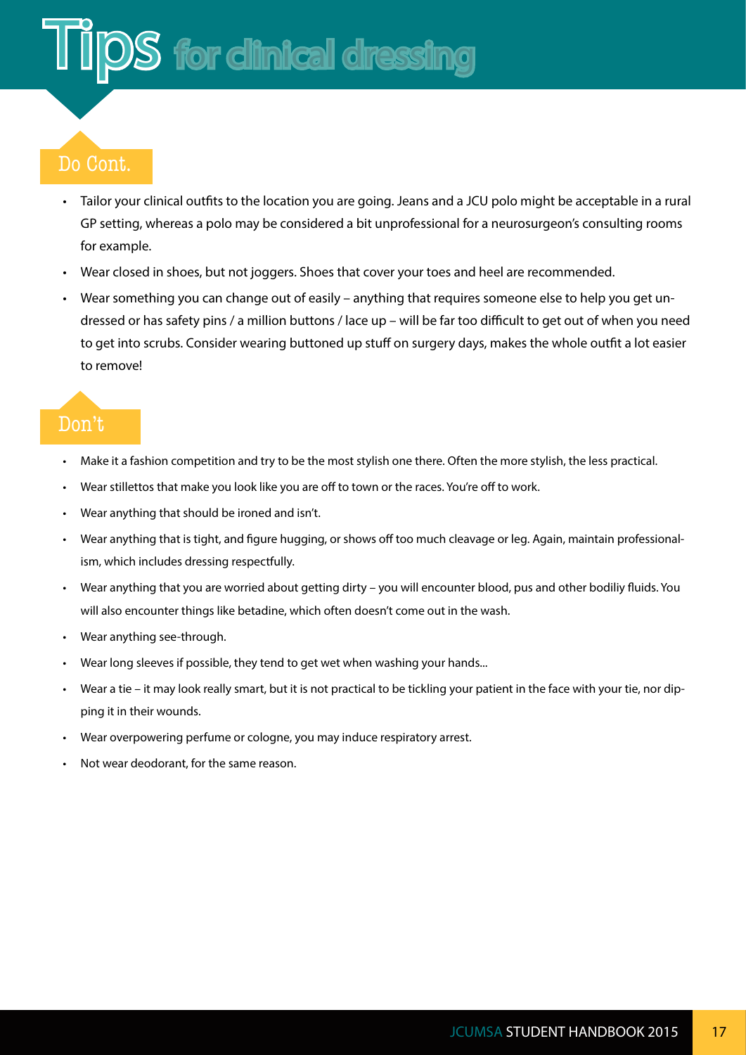# Tips for clinical dressing

## Do Cont.

- Tailor your clinical outfits to the location you are going. Jeans and a JCU polo might be acceptable in a rural GP setting, whereas a polo may be considered a bit unprofessional for a neurosurgeon's consulting rooms for example.
- Wear closed in shoes, but not joggers. Shoes that cover your toes and heel are recommended.
- Wear something you can change out of easily – anything that requires someone else to help you get undressed or has safety pins / a million buttons / lace up – will be far too difficult to get out of when you need to get into scrubs. Consider wearing buttoned up stuff on surgery days, makes the whole outfit a lot easier to remove!

## Don't

- Make it a fashion competition and try to be the most stylish one there. Often the more stylish, the less practical.
- Wear stillettos that make you look like you are off to town or the races. You're off to work.
- Wear anything that should be ironed and isn't.
- Wear anything that is tight, and figure hugging, or shows off too much cleavage or leg. Again, maintain professionalism, which includes dressing respectfully.
- Wear anything that you are worried about getting dirty – you will encounter blood, pus and other bodiliy fluids. You will also encounter things like betadine, which often doesn't come out in the wash.
- Wear anything see-through.
- Wear long sleeves if possible, they tend to get wet when washing your hands...
- Wear a tie – it may look really smart, but it is not practical to be tickling your patient in the face with your tie, nor dipping it in their wounds.
- Wear overpowering perfume or cologne, you may induce respiratory arrest.
- Not wear deodorant, for the same reason.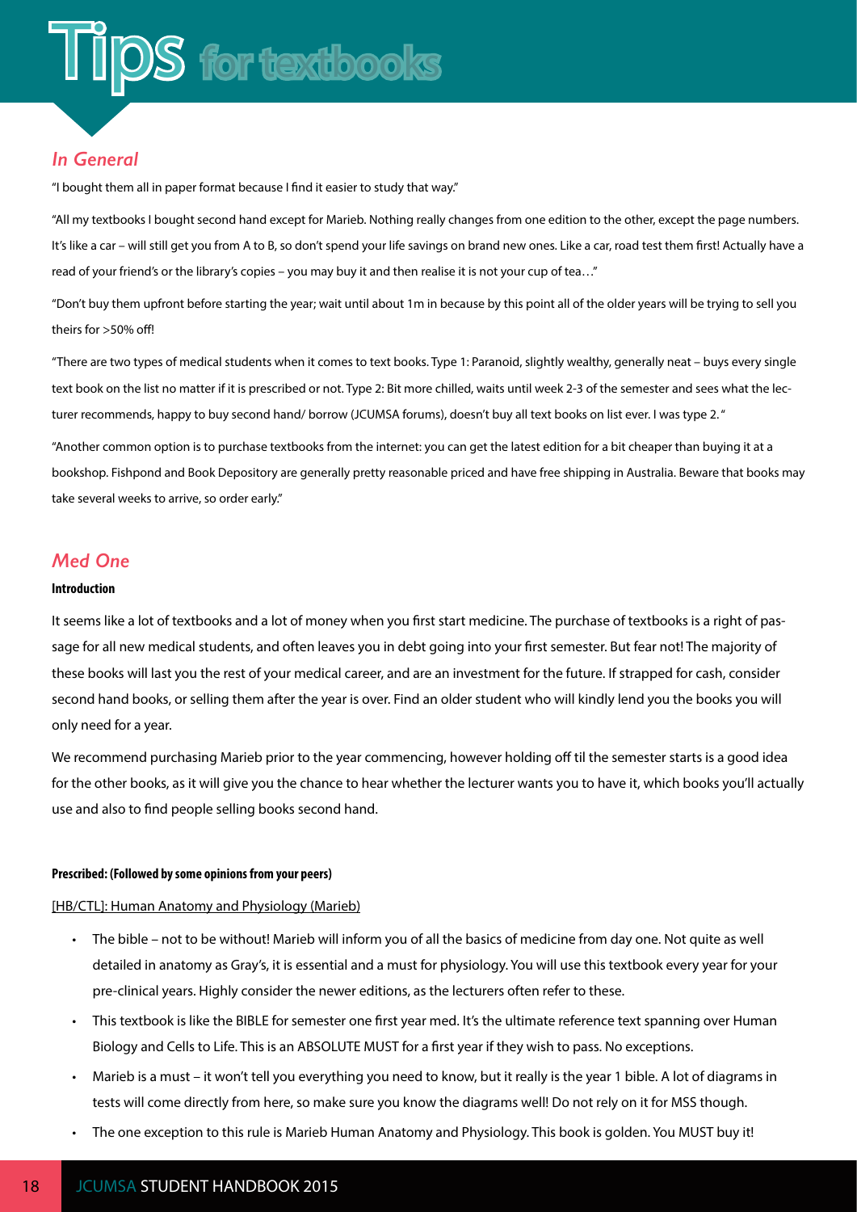# Tips for textbooks

## *In General*

"I bought them all in paper format because I find it easier to study that way."

"All my textbooks I bought second hand except for Marieb. Nothing really changes from one edition to the other, except the page numbers. It's like a car – will still get you from A to B, so don't spend your life savings on brand new ones. Like a car, road test them first! Actually have a read of your friend's or the library's copies – you may buy it and then realise it is not your cup of tea…"

"Don't buy them upfront before starting the year; wait until about 1m in because by this point all of the older years will be trying to sell you theirs for >50% off!

"There are two types of medical students when it comes to text books. Type 1: Paranoid, slightly wealthy, generally neat – buys every single text book on the list no matter if it is prescribed or not. Type 2: Bit more chilled, waits until week 2-3 of the semester and sees what the lecturer recommends, happy to buy second hand/ borrow (JCUMSA forums), doesn't buy all text books on list ever. I was type 2."

"Another common option is to purchase textbooks from the internet: you can get the latest edition for a bit cheaper than buying it at a bookshop. Fishpond and Book Depository are generally pretty reasonable priced and have free shipping in Australia. Beware that books may take several weeks to arrive, so order early."

## *Med One*

**Introduction**

It seems like a lot of textbooks and a lot of money when you first start medicine. The purchase of textbooks is a right of passage for all new medical students, and often leaves you in debt going into your first semester. But fear not! The majority of these books will last you the rest of your medical career, and are an investment for the future. If strapped for cash, consider second hand books, or selling them after the year is over. Find an older student who will kindly lend you the books you will only need for a year.

We recommend purchasing Marieb prior to the year commencing, however holding off til the semester starts is a good idea for the other books, as it will give you the chance to hear whether the lecturer wants you to have it, which books you'll actually use and also to find people selling books second hand.

**Prescribed: (Followed by some opinions from your peers)**

[HB/CTL]: Human Anatomy and Physiology (Marieb)

- The bible – not to be without! Marieb will inform you of all the basics of medicine from day one. Not quite as well detailed in anatomy as Gray's, it is essential and a must for physiology. You will use this textbook every year for your pre-clinical years. Highly consider the newer editions, as the lecturers often refer to these.
- This textbook is like the BIBLE for semester one first year med. It's the ultimate reference text spanning over Human Biology and Cells to Life. This is an ABSOLUTE MUST for a first year if they wish to pass. No exceptions.
- Marieb is a must – it won't tell you everything you need to know, but it really is the year 1 bible. A lot of diagrams in tests will come directly from here, so make sure you know the diagrams well! Do not rely on it for MSS though.
- The one exception to this rule is Marieb Human Anatomy and Physiology. This book is golden. You MUST buy it!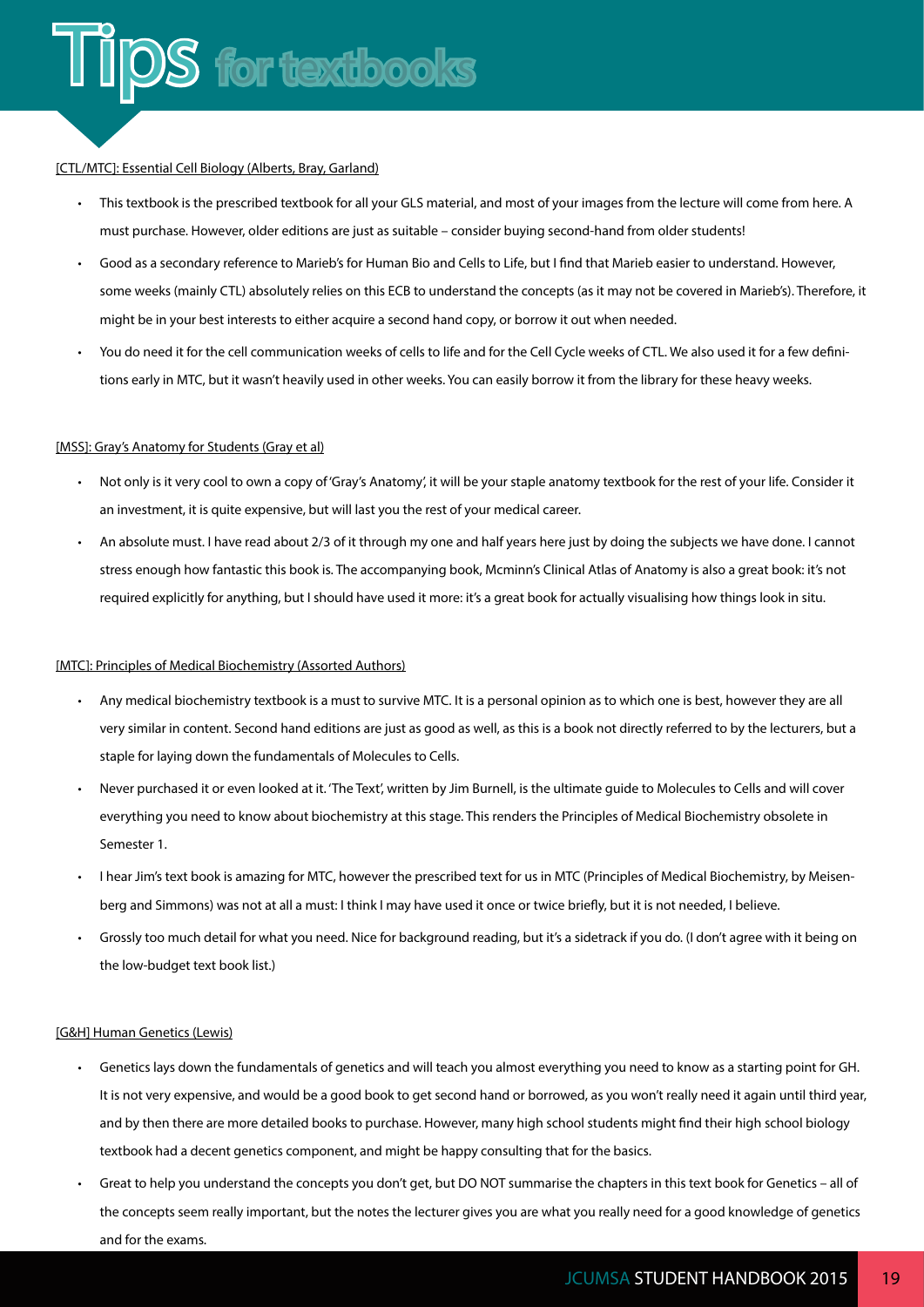# Tips for textbooks

[CTL/MTC]: Essential Cell Biology (Alberts, Bray, Garland)

- This textbook is the prescribed textbook for all your GLS material, and most of your images from the lecture will come from here. A must purchase. However, older editions are just as suitable – consider buying second-hand from older students!
- Good as a secondary reference to Marieb's for Human Bio and Cells to Life, but I find that Marieb easier to understand. However, some weeks (mainly CTL) absolutely relies on this ECB to understand the concepts (as it may not be covered in Marieb's). Therefore, it might be in your best interests to either acquire a second hand copy, or borrow it out when needed.
- You do need it for the cell communication weeks of cells to life and for the Cell Cycle weeks of CTL. We also used it for a few definitions early in MTC, but it wasn't heavily used in other weeks. You can easily borrow it from the library for these heavy weeks.

[MSS]: Gray's Anatomy for Students (Gray et al)

- Not only is it very cool to own a copy of 'Gray's Anatomy', it will be your staple anatomy textbook for the rest of your life. Consider it an investment, it is quite expensive, but will last you the rest of your medical career.
- An absolute must. I have read about 2/3 of it through my one and half years here just by doing the subjects we have done. I cannot stress enough how fantastic this book is. The accompanying book, Mcminn's Clinical Atlas of Anatomy is also a great book: it's not required explicitly for anything, but I should have used it more: it's a great book for actually visualising how things look in situ.

[MTC]: Principles of Medical Biochemistry (Assorted Authors)

- Any medical biochemistry textbook is a must to survive MTC. It is a personal opinion as to which one is best, however they are all very similar in content. Second hand editions are just as good as well, as this is a book not directly referred to by the lecturers, but a staple for laying down the fundamentals of Molecules to Cells.
- Never purchased it or even looked at it. 'The Text', written by Jim Burnell, is the ultimate guide to Molecules to Cells and will cover everything you need to know about biochemistry at this stage. This renders the Principles of Medical Biochemistry obsolete in Semester 1.
- I hear Jim's text book is amazing for MTC, however the prescribed text for us in MTC (Principles of Medical Biochemistry, by Meisenberg and Simmons) was not at all a must: I think I may have used it once or twice briefly, but it is not needed, I believe.
- Grossly too much detail for what you need. Nice for background reading, but it's a sidetrack if you do. (I don't agree with it being on the low-budget text book list.)

[G&H] Human Genetics (Lewis)

- Genetics lays down the fundamentals of genetics and will teach you almost everything you need to know as a starting point for GH. It is not very expensive, and would be a good book to get second hand or borrowed, as you won't really need it again until third year, and by then there are more detailed books to purchase. However, many high school students might find their high school biology textbook had a decent genetics component, and might be happy consulting that for the basics.
- Great to help you understand the concepts you don't get, but DO NOT summarise the chapters in this text book for Genetics – all of the concepts seem really important, but the notes the lecturer gives you are what you really need for a good knowledge of genetics and for the exams.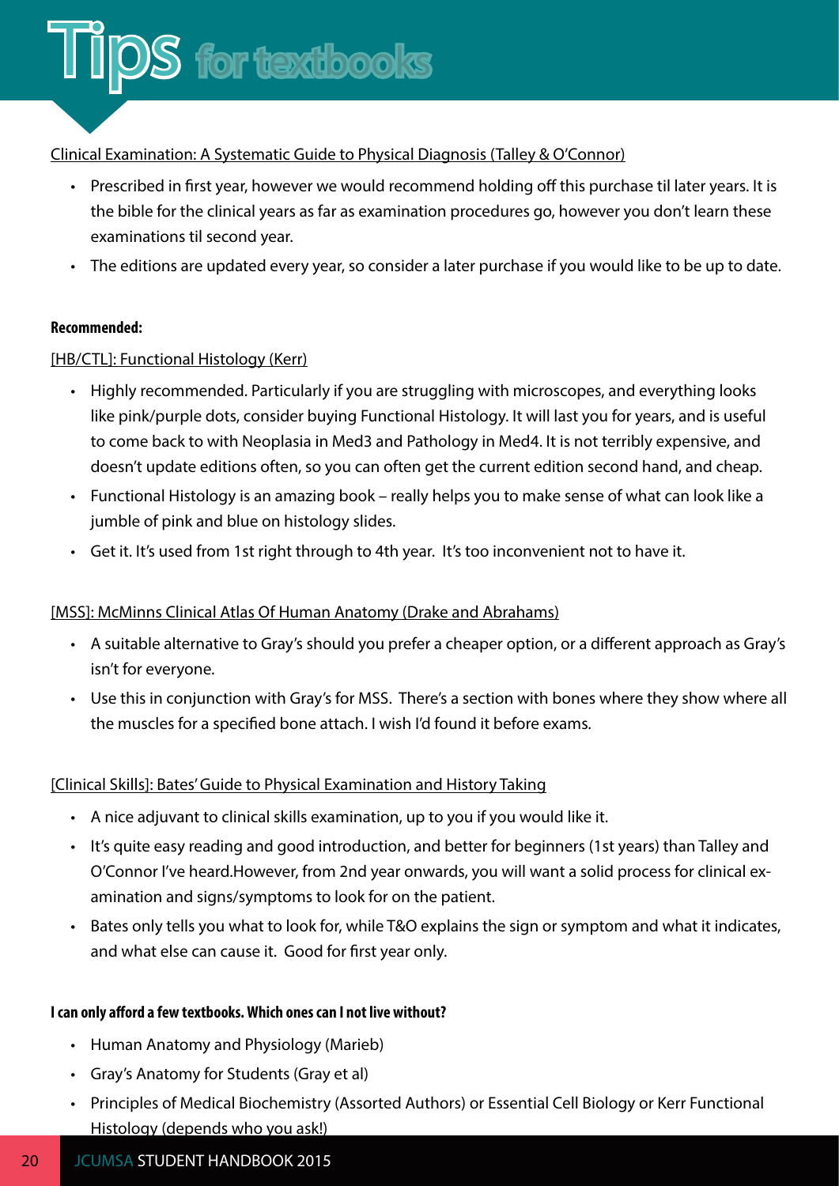# Tips for textbooks

Clinical Examination: A Systematic Guide to Physical Diagnosis (Talley & O'Connor)

- Prescribed in first year, however we would recommend holding off this purchase til later years. It is the bible for the clinical years as far as examination procedures go, however you don't learn these examinations til second year.
- The editions are updated every year, so consider a later purchase if you would like to be up to date.

**Recommended:**

[HB/CTL]: Functional Histology (Kerr)

- Highly recommended. Particularly if you are struggling with microscopes, and everything looks like pink/purple dots, consider buying Functional Histology. It will last you for years, and is useful to come back to with Neoplasia in Med3 and Pathology in Med4. It is not terribly expensive, and doesn't update editions often, so you can often get the current edition second hand, and cheap.
- Functional Histology is an amazing book – really helps you to make sense of what can look like a jumble of pink and blue on histology slides.
- Get it. It's used from 1st right through to 4th year. It's too inconvenient not to have it.

[MSS]: McMinns Clinical Atlas Of Human Anatomy (Drake and Abrahams)

- A suitable alternative to Gray's should you prefer a cheaper option, or a different approach as Gray's isn't for everyone.
- Use this in conjunction with Gray's for MSS. There's a section with bones where they show where all the muscles for a specified bone attach. I wish I'd found it before exams.

[Clinical Skills]: Bates' Guide to Physical Examination and History Taking

- A nice adjuvant to clinical skills examination, up to you if you would like it.
- It's quite easy reading and good introduction, and better for beginners (1st years) than Talley and O'Connor I've heard.However, from 2nd year onwards, you will want a solid process for clinical examination and signs/symptoms to look for on the patient.
- Bates only tells you what to look for, while T&O explains the sign or symptom and what it indicates, and what else can cause it. Good for first year only.

**I can only afford a few textbooks. Which ones can I not live without?**

- Human Anatomy and Physiology (Marieb)
- Gray's Anatomy for Students (Gray et al)
- Principles of Medical Biochemistry (Assorted Authors) or Essential Cell Biology or Kerr Functional Histology (depends who you ask!)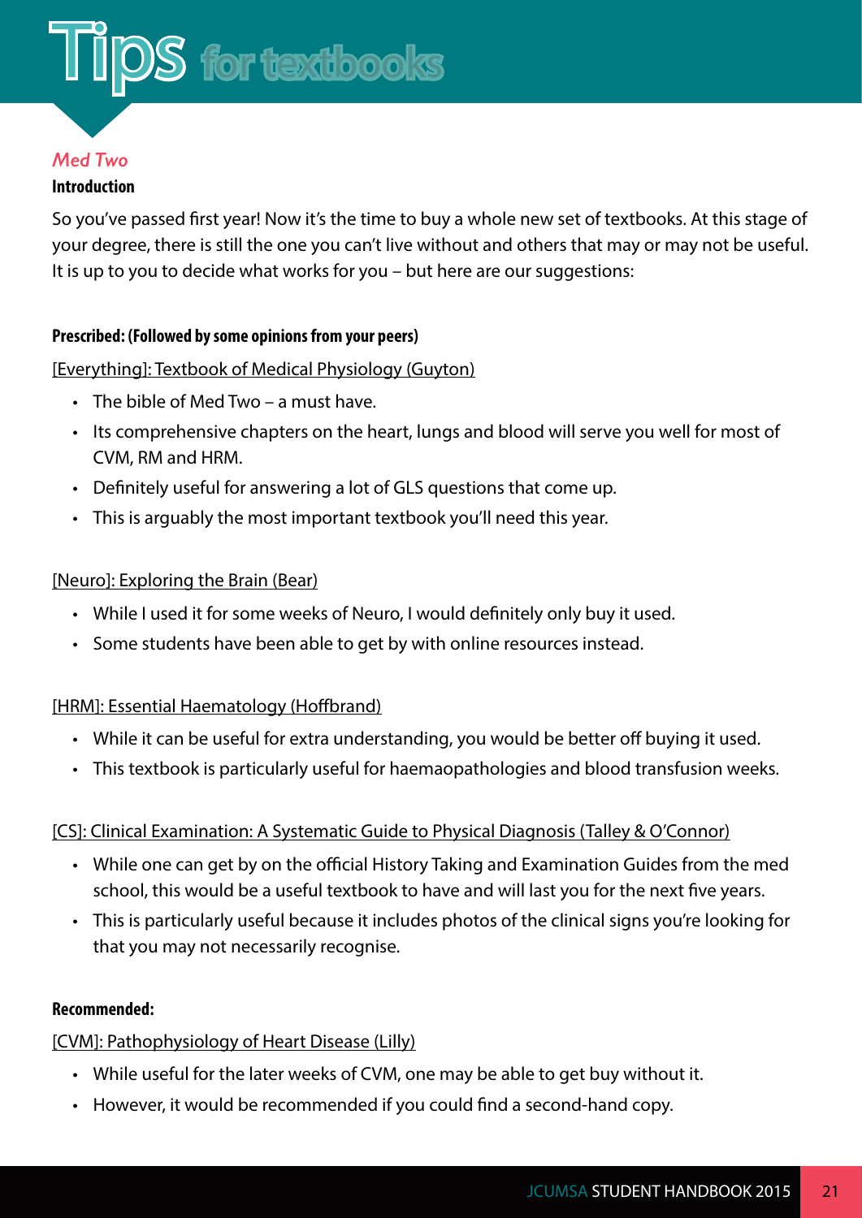# Tips for textbooks

## *Med Two*

### Introduction

So you've passed first year! Now it's the time to buy a whole new set of textbooks. At this stage of your degree, there is still the one you can't live without and others that may or may not be useful. It is up to you to decide what works for you – but here are our suggestions:

**Prescribed: (Followed by some opinions from your peers)**

[Everything]: Textbook of Medical Physiology (Guyton)

- The bible of Med Two – a must have.
- Its comprehensive chapters on the heart, lungs and blood will serve you well for most of CVM, RM and HRM.
- Definitely useful for answering a lot of GLS questions that come up.
- This is arguably the most important textbook you'll need this year.

[Neuro]: Exploring the Brain (Bear)

- While I used it for some weeks of Neuro, I would definitely only buy it used.
- Some students have been able to get by with online resources instead.

[HRM]: Essential Haematology (Hoffbrand)

- While it can be useful for extra understanding, you would be better off buying it used.
- This textbook is particularly useful for haemaopathologies and blood transfusion weeks.

[CS]: Clinical Examination: A Systematic Guide to Physical Diagnosis (Talley & O'Connor)

- While one can get by on the official History Taking and Examination Guides from the med school, this would be a useful textbook to have and will last you for the next five years.
- This is particularly useful because it includes photos of the clinical signs you're looking for that you may not necessarily recognise.

**Recommended:**

[CVM]: Pathophysiology of Heart Disease (Lilly)

- While useful for the later weeks of CVM, one may be able to get buy without it.
- However, it would be recommended if you could find a second-hand copy.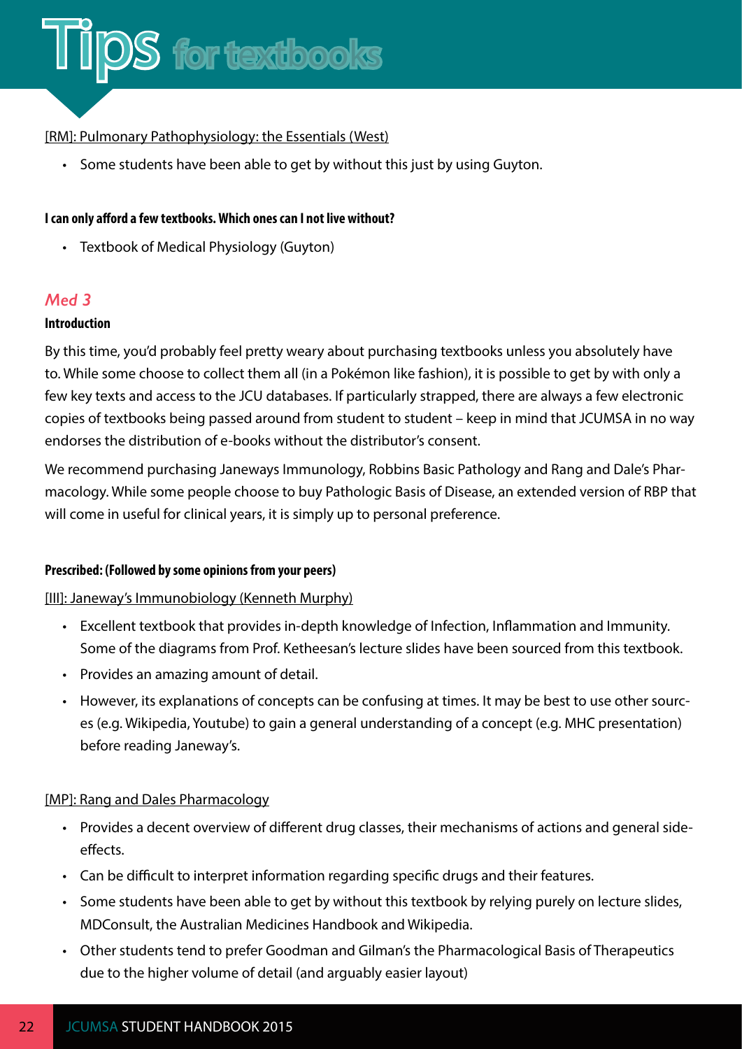[RM]: Pulmonary Pathophysiology: the Essentials (West)

- Some students have been able to get by without this just by using Guyton.

**I can only afford a few textbooks. Which ones can I not live without?**

- Textbook of Medical Physiology (Guyton)

## *Med 3*

**Introduction**

By this time, you'd probably feel pretty weary about purchasing textbooks unless you absolutely have to. While some choose to collect them all (in a Pokémon like fashion), it is possible to get by with only a few key texts and access to the JCU databases. If particularly strapped, there are always a few electronic copies of textbooks being passed around from student to student – keep in mind that JCUMSA in no way endorses the distribution of e-books without the distributor's consent.

We recommend purchasing Janeways Immunology, Robbins Basic Pathology and Rang and Dale's Pharmacology. While some people choose to buy Pathologic Basis of Disease, an extended version of RBP that will come in useful for clinical years, it is simply up to personal preference.

**Prescribed: (Followed by some opinions from your peers)**

[III]: Janeway's Immunobiology (Kenneth Murphy)

- Excellent textbook that provides in-depth knowledge of Infection, Inflammation and Immunity. Some of the diagrams from Prof. Ketheesan's lecture slides have been sourced from this textbook.
- Provides an amazing amount of detail.
- However, its explanations of concepts can be confusing at times. It may be best to use other sources (e.g. Wikipedia, Youtube) to gain a general understanding of a concept (e.g. MHC presentation) before reading Janeway's.

[MP]: Rang and Dales Pharmacology

- Provides a decent overview of different drug classes, their mechanisms of actions and general side-effects.
- Can be difficult to interpret information regarding specific drugs and their features.
- Some students have been able to get by without this textbook by relying purely on lecture slides, MDConsult, the Australian Medicines Handbook and Wikipedia.
- Other students tend to prefer Goodman and Gilman's the Pharmacological Basis of Therapeutics due to the higher volume of detail (and arguably easier layout)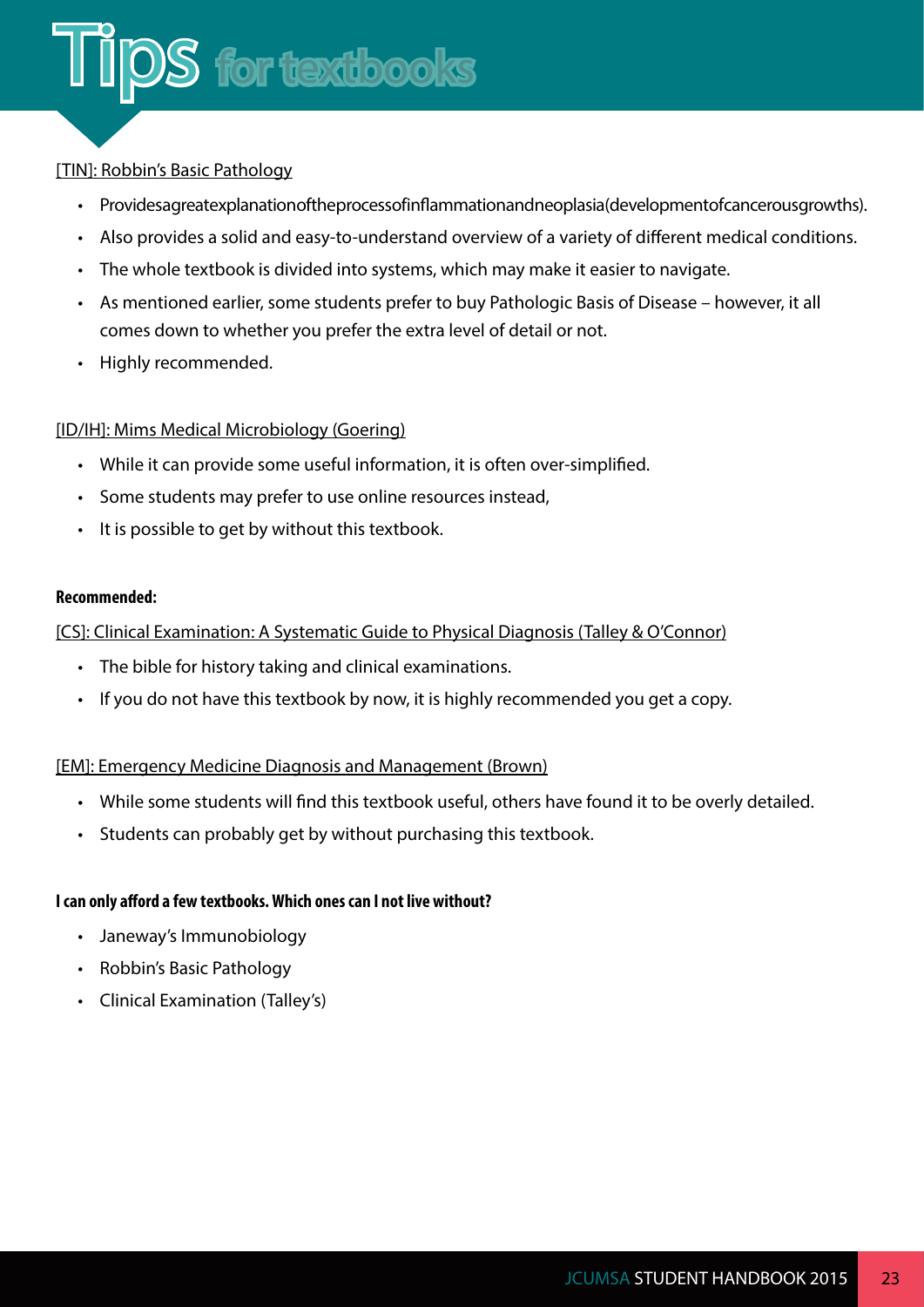# Tips for textbooks

[TIN]: Robbin's Basic Pathology

- Providesagreatexplanationoftheprocessofinflammationandneoplasia(developmentofcancerousgrowths).
- Also provides a solid and easy-to-understand overview of a variety of different medical conditions.
- The whole textbook is divided into systems, which may make it easier to navigate.
- As mentioned earlier, some students prefer to buy Pathologic Basis of Disease – however, it all comes down to whether you prefer the extra level of detail or not.
- Highly recommended.

[ID/IH]: Mims Medical Microbiology (Goering)

- While it can provide some useful information, it is often over-simplified.
- Some students may prefer to use online resources instead,
- It is possible to get by without this textbook.

**Recommended:**

[CS]: Clinical Examination: A Systematic Guide to Physical Diagnosis (Talley & O'Connor)

- The bible for history taking and clinical examinations.
- If you do not have this textbook by now, it is highly recommended you get a copy.

[EM]: Emergency Medicine Diagnosis and Management (Brown)

- While some students will find this textbook useful, others have found it to be overly detailed.
- Students can probably get by without purchasing this textbook.

**I can only afford a few textbooks. Which ones can I not live without?**

- Janeway's Immunobiology
- Robbin's Basic Pathology
- Clinical Examination (Talley's)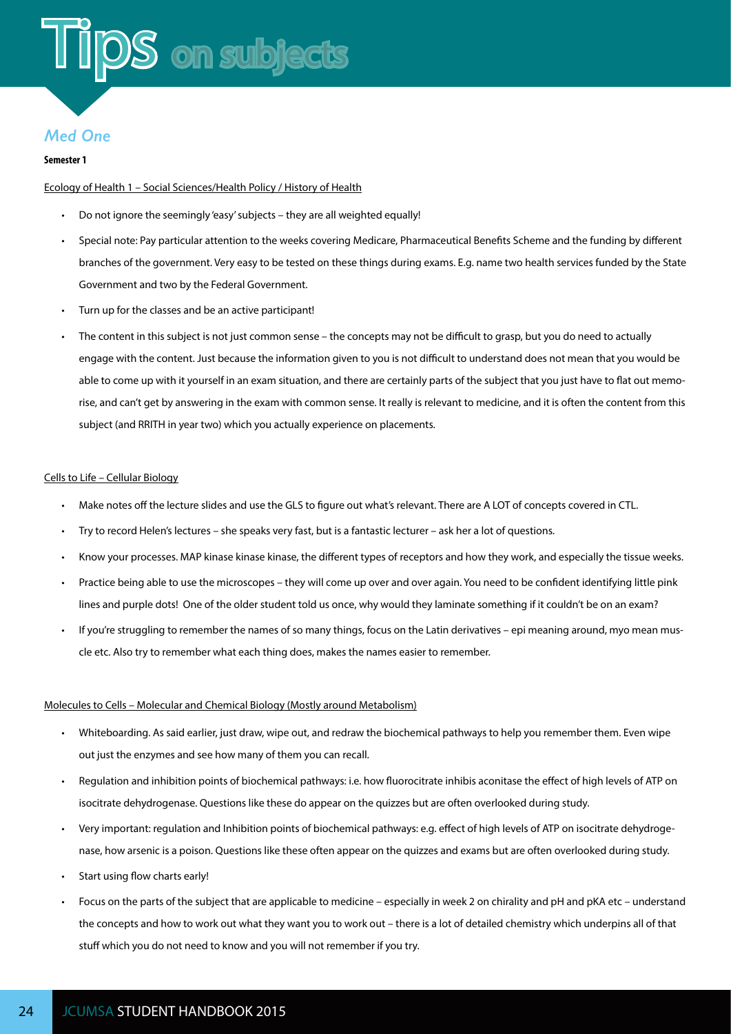# Tips on subjects

## Med One

**Semester 1**

Ecology of Health 1 – Social Sciences/Health Policy / History of Health

- Do not ignore the seemingly 'easy' subjects – they are all weighted equally!
- Special note: Pay particular attention to the weeks covering Medicare, Pharmaceutical Benefits Scheme and the funding by different branches of the government. Very easy to be tested on these things during exams. E.g. name two health services funded by the State Government and two by the Federal Government.
- Turn up for the classes and be an active participant!
- The content in this subject is not just common sense – the concepts may not be difficult to grasp, but you do need to actually engage with the content. Just because the information given to you is not difficult to understand does not mean that you would be able to come up with it yourself in an exam situation, and there are certainly parts of the subject that you just have to flat out memorise, and can't get by answering in the exam with common sense. It really is relevant to medicine, and it is often the content from this subject (and RRITH in year two) which you actually experience on placements.

Cells to Life – Cellular Biology

- Make notes off the lecture slides and use the GLS to figure out what's relevant. There are A LOT of concepts covered in CTL.
- Try to record Helen's lectures – she speaks very fast, but is a fantastic lecturer – ask her a lot of questions.
- Know your processes. MAP kinase kinase kinase, the different types of receptors and how they work, and especially the tissue weeks.
- Practice being able to use the microscopes – they will come up over and over again. You need to be confident identifying little pink lines and purple dots! One of the older student told us once, why would they laminate something if it couldn't be on an exam?
- If you're struggling to remember the names of so many things, focus on the Latin derivatives – epi meaning around, myo mean muscle etc. Also try to remember what each thing does, makes the names easier to remember.

Molecules to Cells – Molecular and Chemical Biology (Mostly around Metabolism)

- Whiteboarding. As said earlier, just draw, wipe out, and redraw the biochemical pathways to help you remember them. Even wipe out just the enzymes and see how many of them you can recall.
- Regulation and inhibition points of biochemical pathways: i.e. how fluorocitrate inhibis aconitase the effect of high levels of ATP on isocitrate dehydrogenase. Questions like these do appear on the quizzes but are often overlooked during study.
- Very important: regulation and Inhibition points of biochemical pathways: e.g. effect of high levels of ATP on isocitrate dehydrogenase, how arsenic is a poison. Questions like these often appear on the quizzes and exams but are often overlooked during study.
- Start using flow charts early!
- Focus on the parts of the subject that are applicable to medicine – especially in week 2 on chirality and pH and pKA etc – understand the concepts and how to work out what they want you to work out – there is a lot of detailed chemistry which underpins all of that stuff which you do not need to know and you will not remember if you try.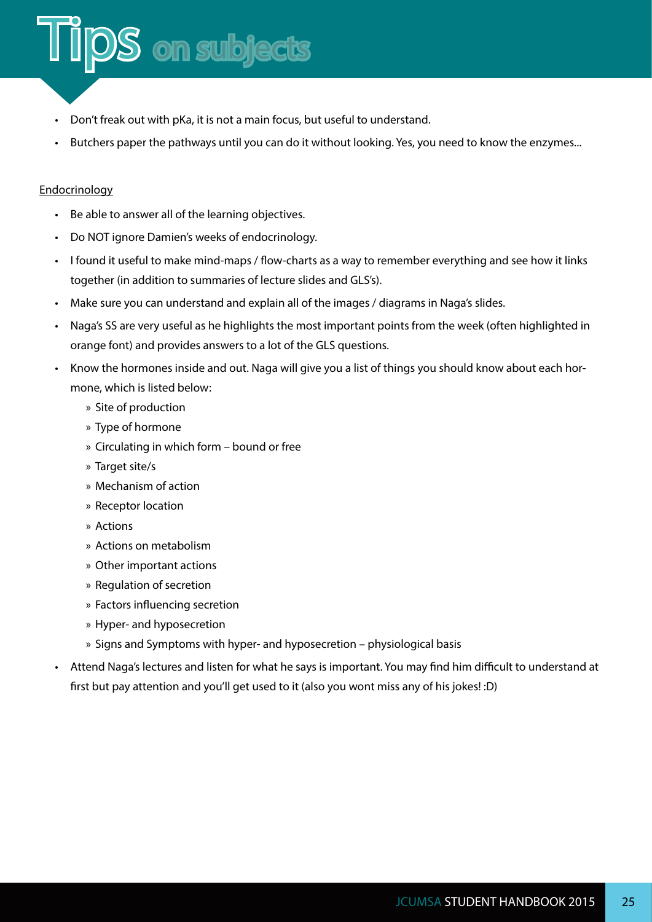# Tips on subjects

- Don't freak out with pKa, it is not a main focus, but useful to understand.
- Butchers paper the pathways until you can do it without looking. Yes, you need to know the enzymes...

<u>Endocrinology</u>

- Be able to answer all of the learning objectives.
- Do NOT ignore Damien's weeks of endocrinology.
- I found it useful to make mind-maps / flow-charts as a way to remember everything and see how it links together (in addition to summaries of lecture slides and GLS's).
- Make sure you can understand and explain all of the images / diagrams in Naga's slides.
- Naga's SS are very useful as he highlights the most important points from the week (often highlighted in orange font) and provides answers to a lot of the GLS questions.
- Know the hormones inside and out. Naga will give you a list of things you should know about each hormone, which is listed below:
  - Site of production
  - Type of hormone
  - Circulating in which form – bound or free
  - Target site/s
  - Mechanism of action
  - Receptor location
  - Actions
  - Actions on metabolism
  - Other important actions
  - Regulation of secretion
  - Factors influencing secretion
  - Hyper- and hyposecretion
  - Signs and Symptoms with hyper- and hyposecretion – physiological basis
- Attend Naga's lectures and listen for what he says is important. You may find him difficult to understand at first but pay attention and you'll get used to it (also you wont miss any of his jokes! :D)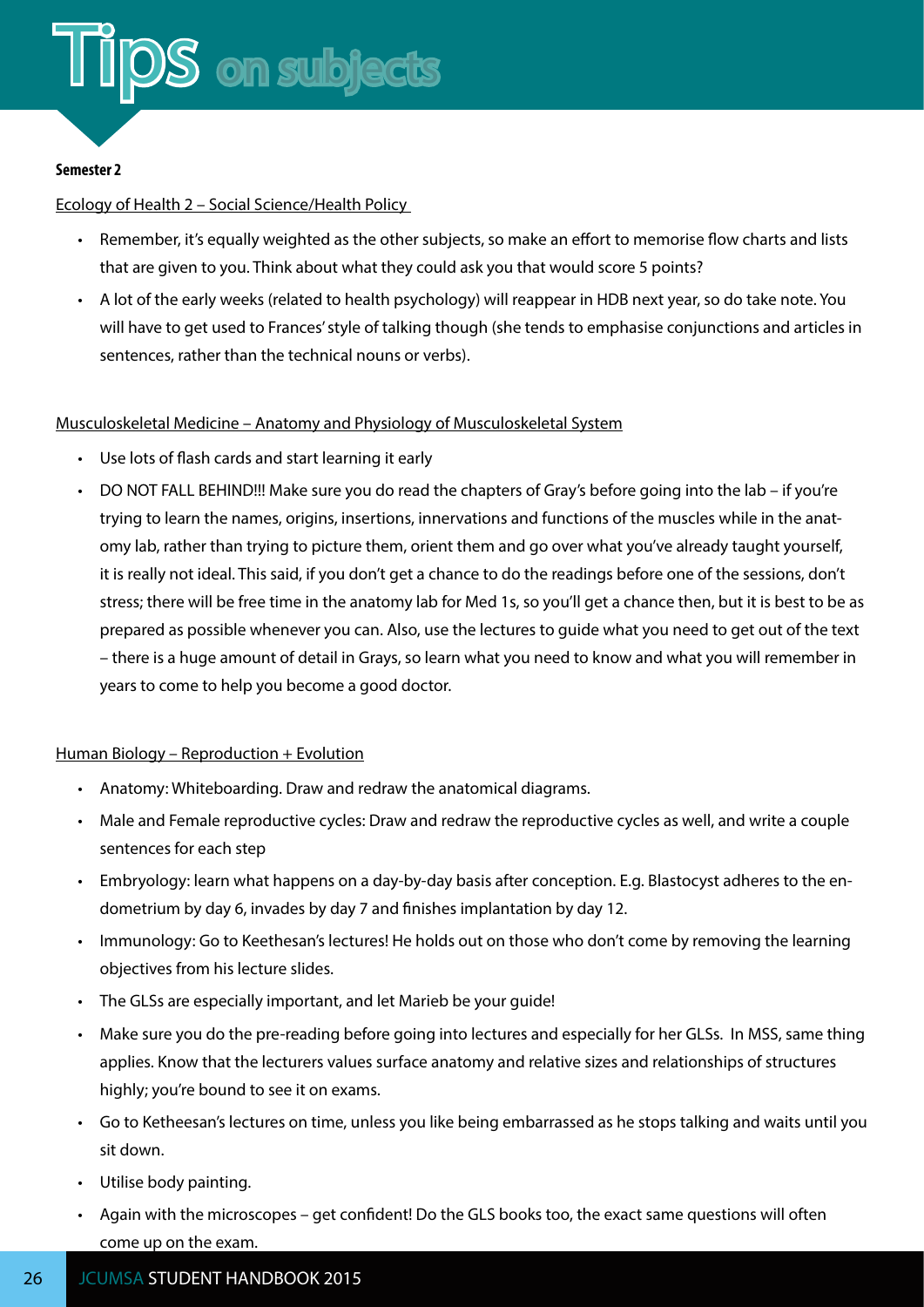# Tips on subjects

**Semester 2**

Ecology of Health 2 – Social Science/Health Policy

- Remember, it's equally weighted as the other subjects, so make an effort to memorise flow charts and lists that are given to you. Think about what they could ask you that would score 5 points?
- A lot of the early weeks (related to health psychology) will reappear in HDB next year, so do take note. You will have to get used to Frances' style of talking though (she tends to emphasise conjunctions and articles in sentences, rather than the technical nouns or verbs).

Musculoskeletal Medicine – Anatomy and Physiology of Musculoskeletal System

- Use lots of flash cards and start learning it early
- DO NOT FALL BEHIND!!! Make sure you do read the chapters of Gray's before going into the lab – if you're trying to learn the names, origins, insertions, innervations and functions of the muscles while in the anatomy lab, rather than trying to picture them, orient them and go over what you've already taught yourself, it is really not ideal. This said, if you don't get a chance to do the readings before one of the sessions, don't stress; there will be free time in the anatomy lab for Med 1s, so you'll get a chance then, but it is best to be as prepared as possible whenever you can. Also, use the lectures to guide what you need to get out of the text – there is a huge amount of detail in Grays, so learn what you need to know and what you will remember in years to come to help you become a good doctor.

Human Biology – Reproduction + Evolution

- Anatomy: Whiteboarding. Draw and redraw the anatomical diagrams.
- Male and Female reproductive cycles: Draw and redraw the reproductive cycles as well, and write a couple sentences for each step
- Embryology: learn what happens on a day-by-day basis after conception. E.g. Blastocyst adheres to the endometrium by day 6, invades by day 7 and finishes implantation by day 12.
- Immunology: Go to Keethesan's lectures! He holds out on those who don't come by removing the learning objectives from his lecture slides.
- The GLSs are especially important, and let Marieb be your guide!
- Make sure you do the pre-reading before going into lectures and especially for her GLSs. In MSS, same thing applies. Know that the lecturers values surface anatomy and relative sizes and relationships of structures highly; you're bound to see it on exams.
- Go to Ketheesan's lectures on time, unless you like being embarrassed as he stops talking and waits until you sit down.
- Utilise body painting.
- Again with the microscopes – get confident! Do the GLS books too, the exact same questions will often come up on the exam.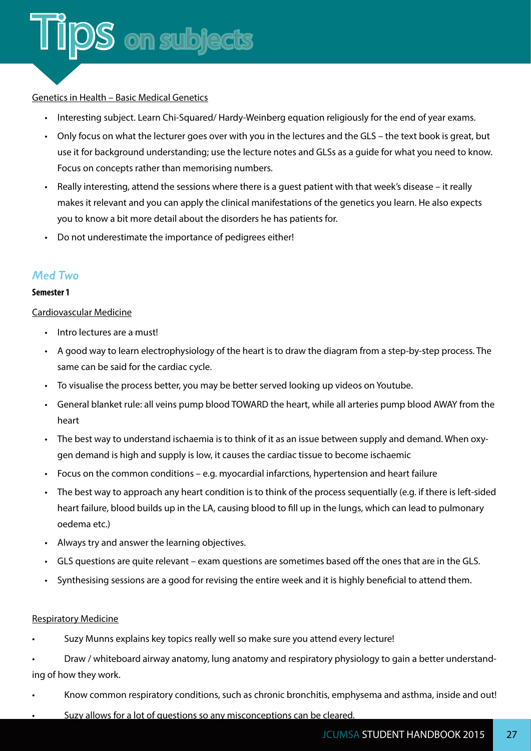# Tips on subjects

Genetics in Health – Basic Medical Genetics

- Interesting subject. Learn Chi-Squared/ Hardy-Weinberg equation religiously for the end of year exams.
- Only focus on what the lecturer goes over with you in the lectures and the GLS – the text book is great, but use it for background understanding; use the lecture notes and GLSs as a guide for what you need to know. Focus on concepts rather than memorising numbers.
- Really interesting, attend the sessions where there is a guest patient with that week's disease – it really makes it relevant and you can apply the clinical manifestations of the genetics you learn. He also expects you to know a bit more detail about the disorders he has patients for.
- Do not underestimate the importance of pedigrees either!

## *Med Two*

**Semester 1**

Cardiovascular Medicine

- Intro lectures are a must!
- A good way to learn electrophysiology of the heart is to draw the diagram from a step-by-step process. The same can be said for the cardiac cycle.
- To visualise the process better, you may be better served looking up videos on Youtube.
- General blanket rule: all veins pump blood TOWARD the heart, while all arteries pump blood AWAY from the heart
- The best way to understand ischaemia is to think of it as an issue between supply and demand. When oxygen demand is high and supply is low, it causes the cardiac tissue to become ischaemic
- Focus on the common conditions – e.g. myocardial infarctions, hypertension and heart failure
- The best way to approach any heart condition is to think of the process sequentially (e.g. if there is left-sided heart failure, blood builds up in the LA, causing blood to fill up in the lungs, which can lead to pulmonary oedema etc.)
- Always try and answer the learning objectives.
- GLS questions are quite relevant – exam questions are sometimes based off the ones that are in the GLS.
- Synthesising sessions are a good for revising the entire week and it is highly beneficial to attend them.

Respiratory Medicine

- Suzy Munns explains key topics really well so make sure you attend every lecture!
- Draw / whiteboard airway anatomy, lung anatomy and respiratory physiology to gain a better understanding of how they work.
- Know common respiratory conditions, such as chronic bronchitis, emphysema and asthma, inside and out!
- Suzy allows for a lot of questions so any misconceptions can be cleared.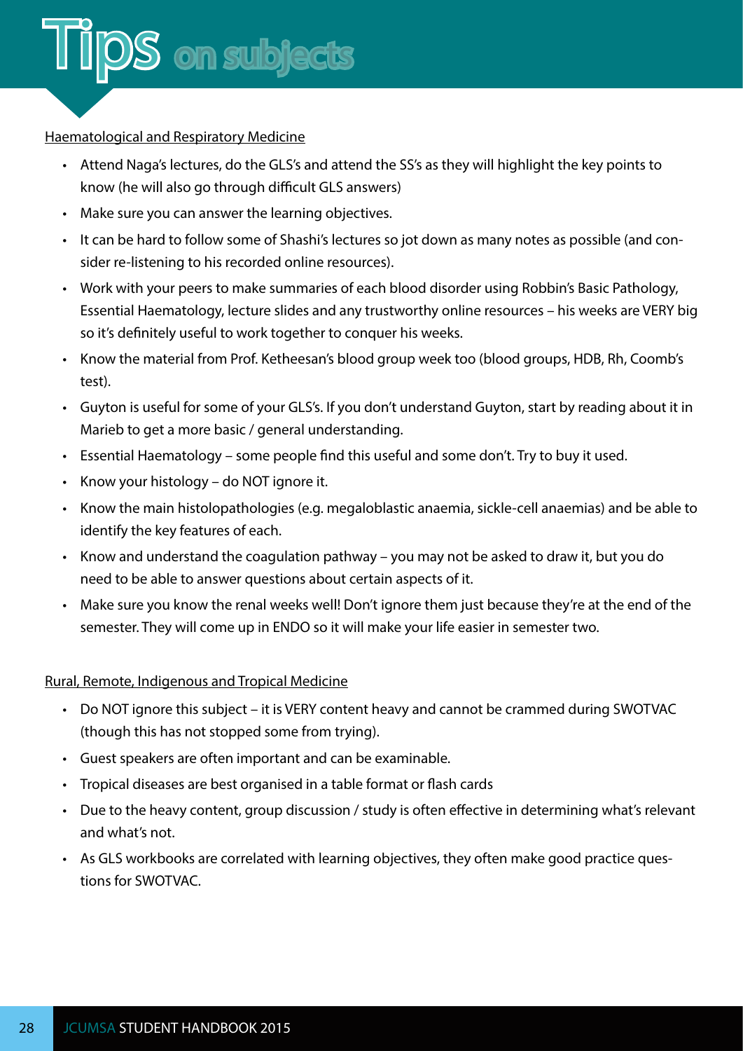# Tips on subjects

Haematological and Respiratory Medicine

- Attend Naga's lectures, do the GLS's and attend the SS's as they will highlight the key points to know (he will also go through difficult GLS answers)
- Make sure you can answer the learning objectives.
- It can be hard to follow some of Shashi's lectures so jot down as many notes as possible (and consider re-listening to his recorded online resources).
- Work with your peers to make summaries of each blood disorder using Robbin's Basic Pathology, Essential Haematology, lecture slides and any trustworthy online resources – his weeks are VERY big so it's definitely useful to work together to conquer his weeks.
- Know the material from Prof. Ketheesan's blood group week too (blood groups, HDB, Rh, Coomb's test).
- Guyton is useful for some of your GLS's. If you don't understand Guyton, start by reading about it in Marieb to get a more basic / general understanding.
- Essential Haematology – some people find this useful and some don't. Try to buy it used.
- Know your histology – do NOT ignore it.
- Know the main histolopathologies (e.g. megaloblastic anaemia, sickle-cell anaemias) and be able to identify the key features of each.
- Know and understand the coagulation pathway – you may not be asked to draw it, but you do need to be able to answer questions about certain aspects of it.
- Make sure you know the renal weeks well! Don't ignore them just because they're at the end of the semester. They will come up in ENDO so it will make your life easier in semester two.

Rural, Remote, Indigenous and Tropical Medicine

- Do NOT ignore this subject – it is VERY content heavy and cannot be crammed during SWOTVAC (though this has not stopped some from trying).
- Guest speakers are often important and can be examinable.
- Tropical diseases are best organised in a table format or flash cards
- Due to the heavy content, group discussion / study is often effective in determining what's relevant and what's not.
- As GLS workbooks are correlated with learning objectives, they often make good practice questions for SWOTVAC.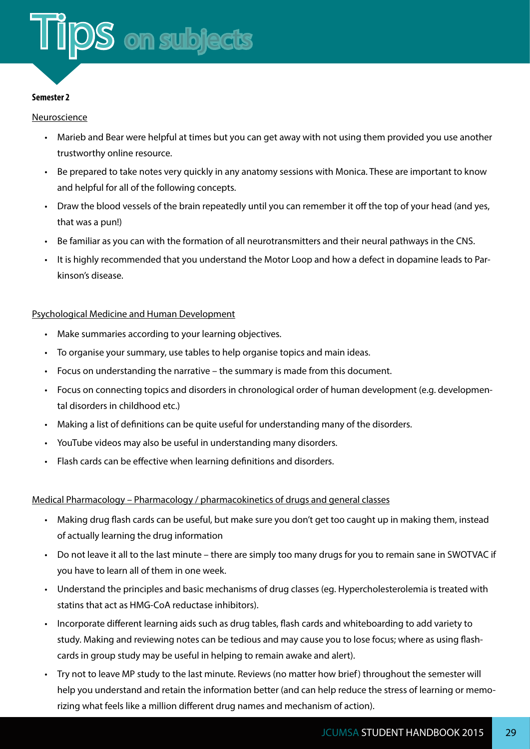# Tips on subjects

**Semester 2**

Neuroscience

- Marieb and Bear were helpful at times but you can get away with not using them provided you use another trustworthy online resource.
- Be prepared to take notes very quickly in any anatomy sessions with Monica. These are important to know and helpful for all of the following concepts.
- Draw the blood vessels of the brain repeatedly until you can remember it off the top of your head (and yes, that was a pun!)
- Be familiar as you can with the formation of all neurotransmitters and their neural pathways in the CNS.
- It is highly recommended that you understand the Motor Loop and how a defect in dopamine leads to Parkinson's disease.

Psychological Medicine and Human Development

- Make summaries according to your learning objectives.
- To organise your summary, use tables to help organise topics and main ideas.
- Focus on understanding the narrative – the summary is made from this document.
- Focus on connecting topics and disorders in chronological order of human development (e.g. developmental disorders in childhood etc.)
- Making a list of definitions can be quite useful for understanding many of the disorders.
- YouTube videos may also be useful in understanding many disorders.
- Flash cards can be effective when learning definitions and disorders.

Medical Pharmacology – Pharmacology / pharmacokinetics of drugs and general classes

- Making drug flash cards can be useful, but make sure you don't get too caught up in making them, instead of actually learning the drug information
- Do not leave it all to the last minute – there are simply too many drugs for you to remain sane in SWOTVAC if you have to learn all of them in one week.
- Understand the principles and basic mechanisms of drug classes (eg. Hypercholesterolemia is treated with statins that act as HMG-CoA reductase inhibitors).
- Incorporate different learning aids such as drug tables, flash cards and whiteboarding to add variety to study. Making and reviewing notes can be tedious and may cause you to lose focus; where as using flashcards in group study may be useful in helping to remain awake and alert).
- Try not to leave MP study to the last minute. Reviews (no matter how brief) throughout the semester will help you understand and retain the information better (and can help reduce the stress of learning or memorizing what feels like a million different drug names and mechanism of action).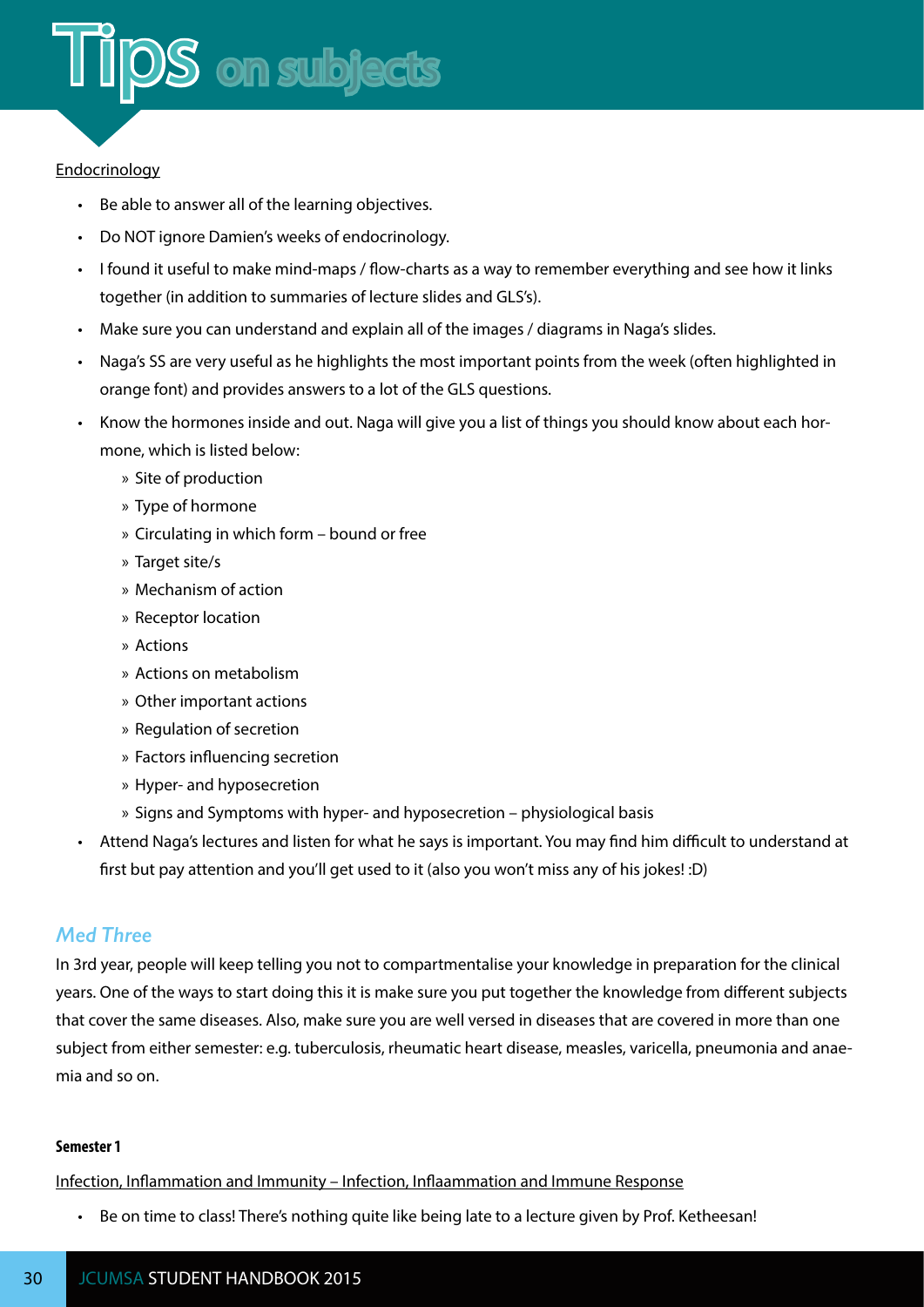# Tips on subjects

Endocrinology

- Be able to answer all of the learning objectives.
- Do NOT ignore Damien's weeks of endocrinology.
- I found it useful to make mind-maps / flow-charts as a way to remember everything and see how it links together (in addition to summaries of lecture slides and GLS's).
- Make sure you can understand and explain all of the images / diagrams in Naga's slides.
- Naga's SS are very useful as he highlights the most important points from the week (often highlighted in orange font) and provides answers to a lot of the GLS questions.
- Know the hormones inside and out. Naga will give you a list of things you should know about each hormone, which is listed below:
  - Site of production
  - Type of hormone
  - Circulating in which form – bound or free
  - Target site/s
  - Mechanism of action
  - Receptor location
  - Actions
  - Actions on metabolism
  - Other important actions
  - Regulation of secretion
  - Factors influencing secretion
  - Hyper- and hyposecretion
  - Signs and Symptoms with hyper- and hyposecretion – physiological basis
- Attend Naga's lectures and listen for what he says is important. You may find him difficult to understand at first but pay attention and you'll get used to it (also you won't miss any of his jokes! :D)

## *Med Three*

In 3rd year, people will keep telling you not to compartmentalise your knowledge in preparation for the clinical years. One of the ways to start doing this it is make sure you put together the knowledge from different subjects that cover the same diseases. Also, make sure you are well versed in diseases that are covered in more than one subject from either semester: e.g. tuberculosis, rheumatic heart disease, measles, varicella, pneumonia and anaemia and so on.

**Semester 1**

Infection, Inflammation and Immunity – Infection, Inflaammation and Immune Response

- Be on time to class! There's nothing quite like being late to a lecture given by Prof. Ketheesan!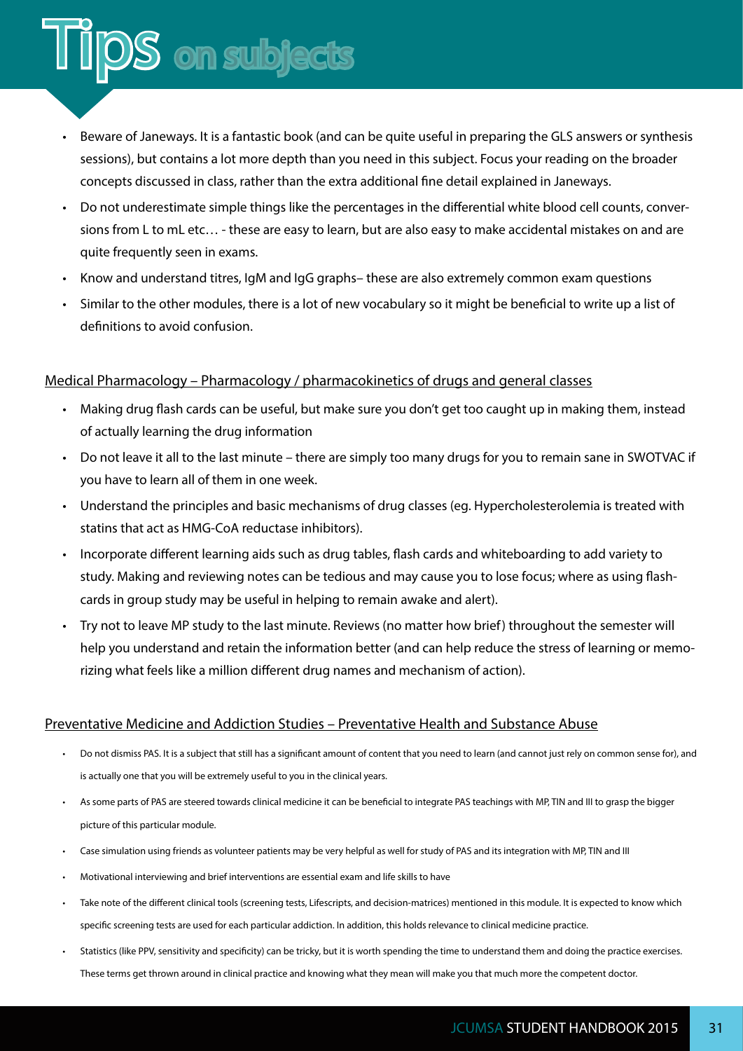# Tips on subjects

- Beware of Janeways. It is a fantastic book (and can be quite useful in preparing the GLS answers or synthesis sessions), but contains a lot more depth than you need in this subject. Focus your reading on the broader concepts discussed in class, rather than the extra additional fine detail explained in Janeways.
- Do not underestimate simple things like the percentages in the differential white blood cell counts, conversions from L to mL etc… - these are easy to learn, but are also easy to make accidental mistakes on and are quite frequently seen in exams.
- Know and understand titres, IgM and IgG graphs– these are also extremely common exam questions
- Similar to the other modules, there is a lot of new vocabulary so it might be beneficial to write up a list of definitions to avoid confusion.

Medical Pharmacology – Pharmacology / pharmacokinetics of drugs and general classes

- Making drug flash cards can be useful, but make sure you don't get too caught up in making them, instead of actually learning the drug information
- Do not leave it all to the last minute – there are simply too many drugs for you to remain sane in SWOTVAC if you have to learn all of them in one week.
- Understand the principles and basic mechanisms of drug classes (eg. Hypercholesterolemia is treated with statins that act as HMG-CoA reductase inhibitors).
- Incorporate different learning aids such as drug tables, flash cards and whiteboarding to add variety to study. Making and reviewing notes can be tedious and may cause you to lose focus; where as using flashcards in group study may be useful in helping to remain awake and alert).
- Try not to leave MP study to the last minute. Reviews (no matter how brief) throughout the semester will help you understand and retain the information better (and can help reduce the stress of learning or memorizing what feels like a million different drug names and mechanism of action).

Preventative Medicine and Addiction Studies – Preventative Health and Substance Abuse

- Do not dismiss PAS. It is a subject that still has a significant amount of content that you need to learn (and cannot just rely on common sense for), and is actually one that you will be extremely useful to you in the clinical years.
- As some parts of PAS are steered towards clinical medicine it can be beneficial to integrate PAS teachings with MP, TIN and III to grasp the bigger picture of this particular module.
- Case simulation using friends as volunteer patients may be very helpful as well for study of PAS and its integration with MP, TIN and III
- Motivational interviewing and brief interventions are essential exam and life skills to have
- Take note of the different clinical tools (screening tests, Lifescripts, and decision-matrices) mentioned in this module. It is expected to know which specific screening tests are used for each particular addiction. In addition, this holds relevance to clinical medicine practice.
- Statistics (like PPV, sensitivity and specificity) can be tricky, but it is worth spending the time to understand them and doing the practice exercises. These terms get thrown around in clinical practice and knowing what they mean will make you that much more the competent doctor.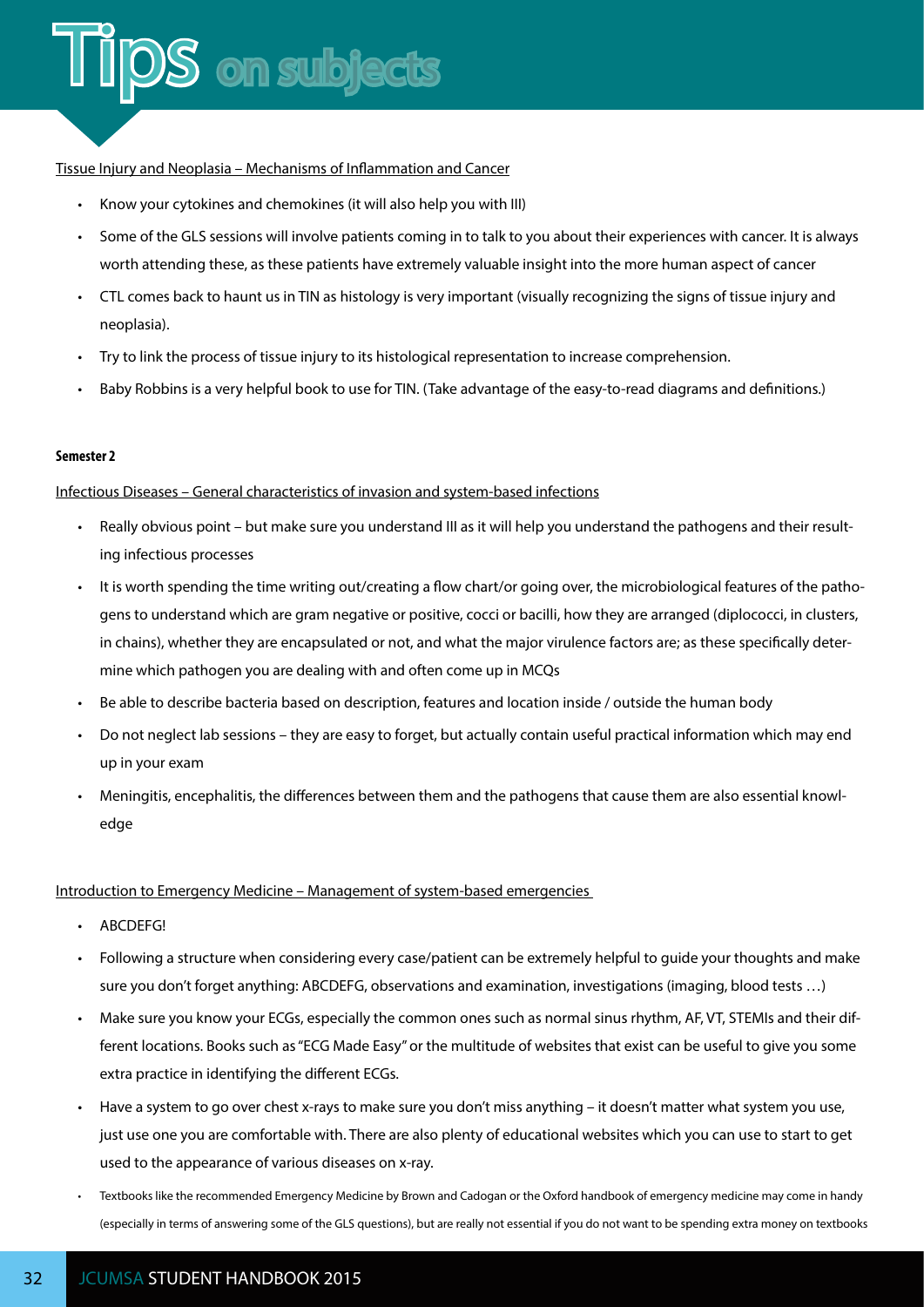# Tips on subjects

Tissue Injury and Neoplasia – Mechanisms of Inflammation and Cancer

- Know your cytokines and chemokines (it will also help you with III)
- Some of the GLS sessions will involve patients coming in to talk to you about their experiences with cancer. It is always worth attending these, as these patients have extremely valuable insight into the more human aspect of cancer
- CTL comes back to haunt us in TIN as histology is very important (visually recognizing the signs of tissue injury and neoplasia).
- Try to link the process of tissue injury to its histological representation to increase comprehension.
- Baby Robbins is a very helpful book to use for TIN. (Take advantage of the easy-to-read diagrams and definitions.)

**Semester 2**

Infectious Diseases – General characteristics of invasion and system-based infections

- Really obvious point – but make sure you understand III as it will help you understand the pathogens and their resulting infectious processes
- It is worth spending the time writing out/creating a flow chart/or going over, the microbiological features of the pathogens to understand which are gram negative or positive, cocci or bacilli, how they are arranged (diplococci, in clusters, in chains), whether they are encapsulated or not, and what the major virulence factors are; as these specifically determine which pathogen you are dealing with and often come up in MCQs
- Be able to describe bacteria based on description, features and location inside / outside the human body
- Do not neglect lab sessions – they are easy to forget, but actually contain useful practical information which may end up in your exam
- Meningitis, encephalitis, the differences between them and the pathogens that cause them are also essential knowledge

Introduction to Emergency Medicine – Management of system-based emergencies

- ABCDEFG!
- Following a structure when considering every case/patient can be extremely helpful to guide your thoughts and make sure you don't forget anything: ABCDEFG, observations and examination, investigations (imaging, blood tests …)
- Make sure you know your ECGs, especially the common ones such as normal sinus rhythm, AF, VT, STEMIs and their different locations. Books such as "ECG Made Easy" or the multitude of websites that exist can be useful to give you some extra practice in identifying the different ECGs.
- Have a system to go over chest x-rays to make sure you don't miss anything – it doesn't matter what system you use, just use one you are comfortable with. There are also plenty of educational websites which you can use to start to get used to the appearance of various diseases on x-ray.
- Textbooks like the recommended Emergency Medicine by Brown and Cadogan or the Oxford handbook of emergency medicine may come in handy (especially in terms of answering some of the GLS questions), but are really not essential if you do not want to be spending extra money on textbooks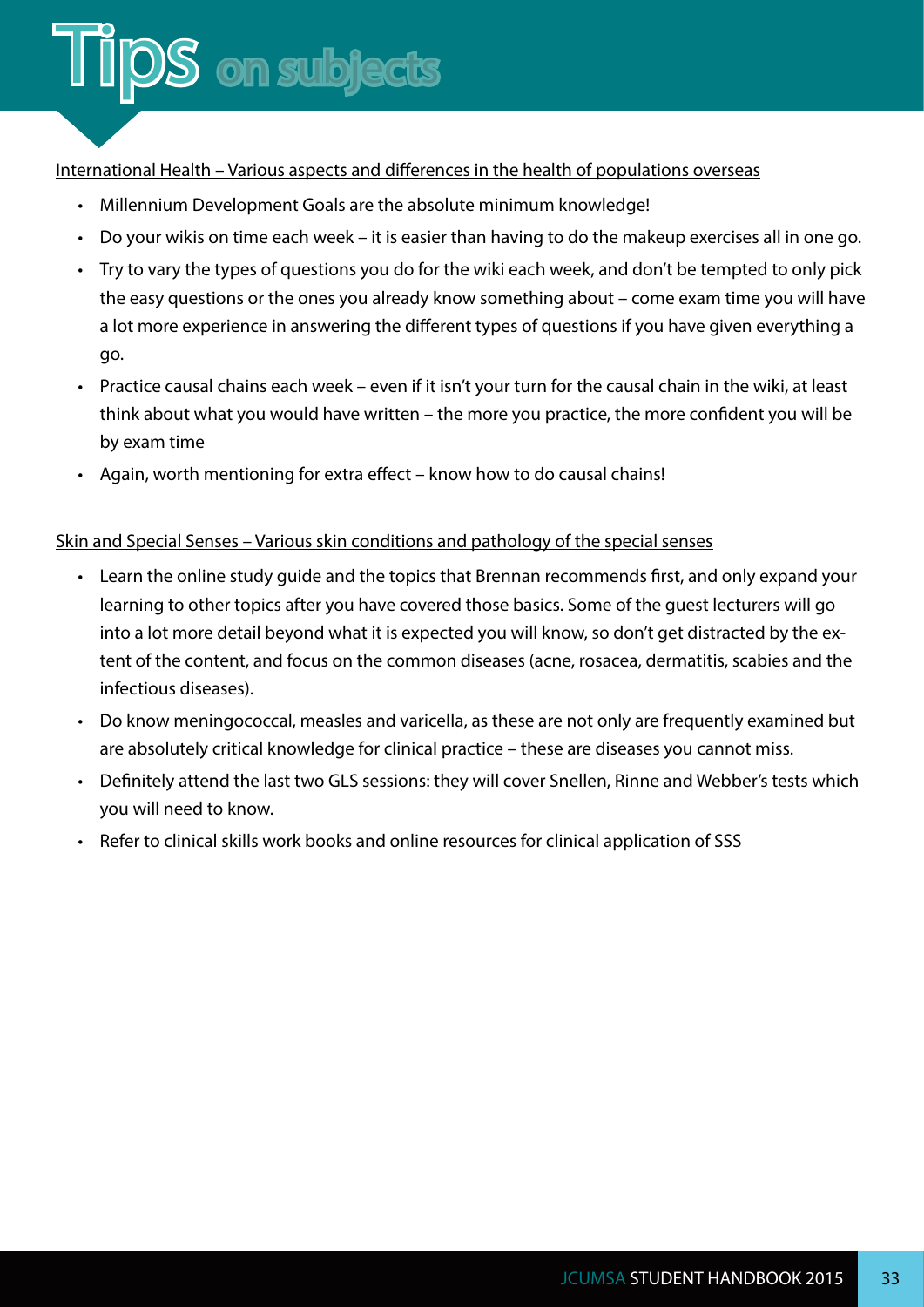# Tips on subjects

<u>International Health – Various aspects and differences in the health of populations overseas</u>

- Millennium Development Goals are the absolute minimum knowledge!
- Do your wikis on time each week – it is easier than having to do the makeup exercises all in one go.
- Try to vary the types of questions you do for the wiki each week, and don't be tempted to only pick the easy questions or the ones you already know something about – come exam time you will have a lot more experience in answering the different types of questions if you have given everything a go.
- Practice causal chains each week – even if it isn't your turn for the causal chain in the wiki, at least think about what you would have written – the more you practice, the more confident you will be by exam time
- Again, worth mentioning for extra effect – know how to do causal chains!

<u>Skin and Special Senses – Various skin conditions and pathology of the special senses</u>

- Learn the online study guide and the topics that Brennan recommends first, and only expand your learning to other topics after you have covered those basics. Some of the guest lecturers will go into a lot more detail beyond what it is expected you will know, so don't get distracted by the extent of the content, and focus on the common diseases (acne, rosacea, dermatitis, scabies and the infectious diseases).
- Do know meningococcal, measles and varicella, as these are not only are frequently examined but are absolutely critical knowledge for clinical practice – these are diseases you cannot miss.
- Definitely attend the last two GLS sessions: they will cover Snellen, Rinne and Webber's tests which you will need to know.
- Refer to clinical skills work books and online resources for clinical application of SSS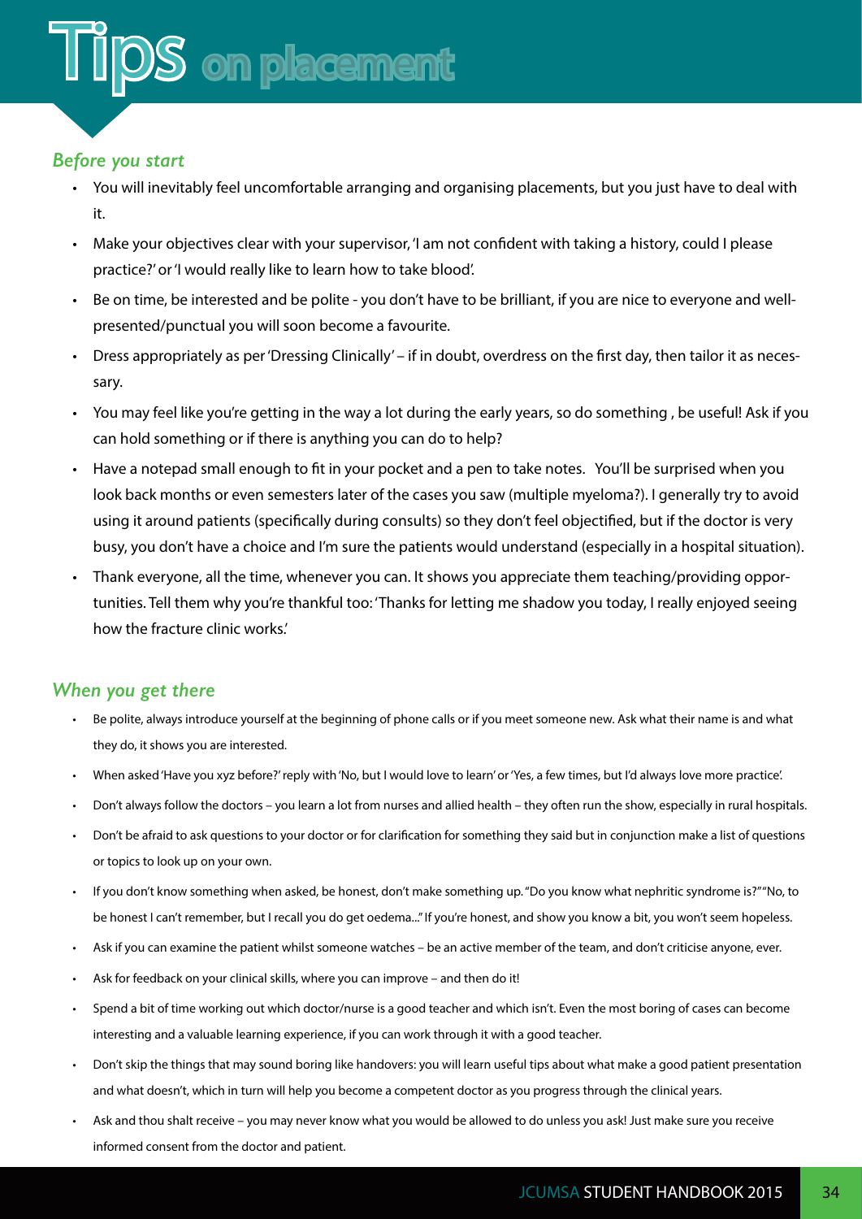# Tips on placement

## *Before you start*

- You will inevitably feel uncomfortable arranging and organising placements, but you just have to deal with it.
- Make your objectives clear with your supervisor, 'I am not confident with taking a history, could I please practice?' or 'I would really like to learn how to take blood'.
- Be on time, be interested and be polite - you don't have to be brilliant, if you are nice to everyone and well-presented/punctual you will soon become a favourite.
- Dress appropriately as per 'Dressing Clinically' – if in doubt, overdress on the first day, then tailor it as necessary.
- You may feel like you're getting in the way a lot during the early years, so do something , be useful! Ask if you can hold something or if there is anything you can do to help?
- Have a notepad small enough to fit in your pocket and a pen to take notes. You'll be surprised when you look back months or even semesters later of the cases you saw (multiple myeloma?). I generally try to avoid using it around patients (specifically during consults) so they don't feel objectified, but if the doctor is very busy, you don't have a choice and I'm sure the patients would understand (especially in a hospital situation).
- Thank everyone, all the time, whenever you can. It shows you appreciate them teaching/providing opportunities. Tell them why you're thankful too: 'Thanks for letting me shadow you today, I really enjoyed seeing how the fracture clinic works.'

## *When you get there*

- Be polite, always introduce yourself at the beginning of phone calls or if you meet someone new. Ask what their name is and what they do, it shows you are interested.
- When asked 'Have you xyz before?' reply with 'No, but I would love to learn' or 'Yes, a few times, but I'd always love more practice'.
- Don't always follow the doctors – you learn a lot from nurses and allied health – they often run the show, especially in rural hospitals.
- Don't be afraid to ask questions to your doctor or for clarification for something they said but in conjunction make a list of questions or topics to look up on your own.
- If you don't know something when asked, be honest, don't make something up. "Do you know what nephritic syndrome is?" "No, to be honest I can't remember, but I recall you do get oedema..." If you're honest, and show you know a bit, you won't seem hopeless.
- Ask if you can examine the patient whilst someone watches – be an active member of the team, and don't criticise anyone, ever.
- Ask for feedback on your clinical skills, where you can improve – and then do it!
- Spend a bit of time working out which doctor/nurse is a good teacher and which isn't. Even the most boring of cases can become interesting and a valuable learning experience, if you can work through it with a good teacher.
- Don't skip the things that may sound boring like handovers: you will learn useful tips about what make a good patient presentation and what doesn't, which in turn will help you become a competent doctor as you progress through the clinical years.
- Ask and thou shalt receive – you may never know what you would be allowed to do unless you ask! Just make sure you receive informed consent from the doctor and patient.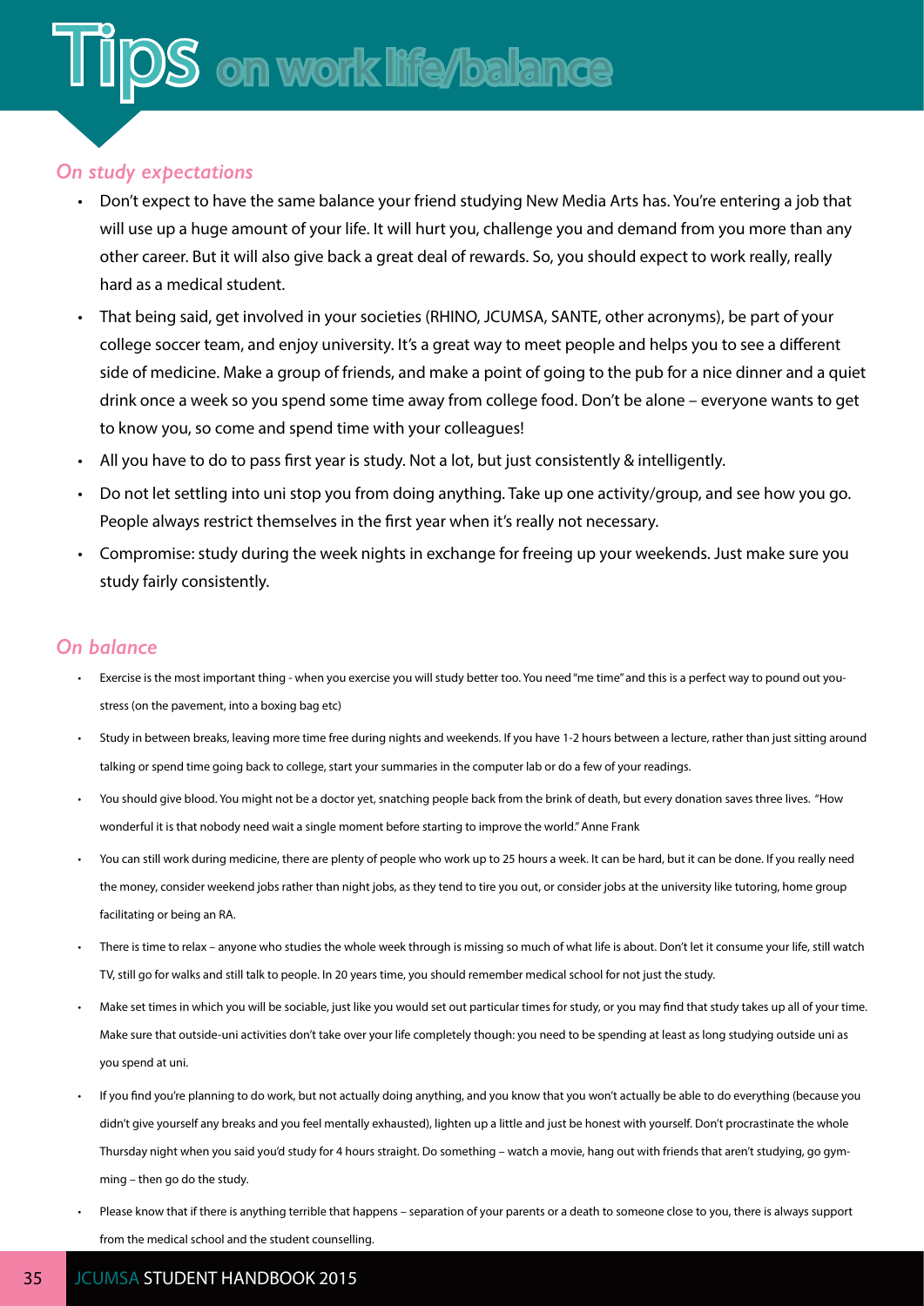# Tips on work life/balance

### *On study expectations*

- Don't expect to have the same balance your friend studying New Media Arts has. You're entering a job that will use up a huge amount of your life. It will hurt you, challenge you and demand from you more than any other career. But it will also give back a great deal of rewards. So, you should expect to work really, really hard as a medical student.
- That being said, get involved in your societies (RHINO, JCUMSA, SANTE, other acronyms), be part of your college soccer team, and enjoy university. It's a great way to meet people and helps you to see a different side of medicine. Make a group of friends, and make a point of going to the pub for a nice dinner and a quiet drink once a week so you spend some time away from college food. Don't be alone – everyone wants to get to know you, so come and spend time with your colleagues!
- All you have to do to pass first year is study. Not a lot, but just consistently & intelligently.
- Do not let settling into uni stop you from doing anything. Take up one activity/group, and see how you go. People always restrict themselves in the first year when it's really not necessary.
- Compromise: study during the week nights in exchange for freeing up your weekends. Just make sure you study fairly consistently.

### *On balance*

- Exercise is the most important thing - when you exercise you will study better too. You need "me time" and this is a perfect way to pound out you-stress (on the pavement, into a boxing bag etc)
- Study in between breaks, leaving more time free during nights and weekends. If you have 1-2 hours between a lecture, rather than just sitting around talking or spend time going back to college, start your summaries in the computer lab or do a few of your readings.
- You should give blood. You might not be a doctor yet, snatching people back from the brink of death, but every donation saves three lives. "How wonderful it is that nobody need wait a single moment before starting to improve the world." Anne Frank
- You can still work during medicine, there are plenty of people who work up to 25 hours a week. It can be hard, but it can be done. If you really need the money, consider weekend jobs rather than night jobs, as they tend to tire you out, or consider jobs at the university like tutoring, home group facilitating or being an RA.
- There is time to relax – anyone who studies the whole week through is missing so much of what life is about. Don't let it consume your life, still watch TV, still go for walks and still talk to people. In 20 years time, you should remember medical school for not just the study.
- Make set times in which you will be sociable, just like you would set out particular times for study, or you may find that study takes up all of your time. Make sure that outside-uni activities don't take over your life completely though: you need to be spending at least as long studying outside uni as you spend at uni.
- If you find you're planning to do work, but not actually doing anything, and you know that you won't actually be able to do everything (because you didn't give yourself any breaks and you feel mentally exhausted), lighten up a little and just be honest with yourself. Don't procrastinate the whole Thursday night when you said you'd study for 4 hours straight. Do something – watch a movie, hang out with friends that aren't studying, go gymming – then go do the study.
- Please know that if there is anything terrible that happens – separation of your parents or a death to someone close to you, there is always support from the medical school and the student counselling.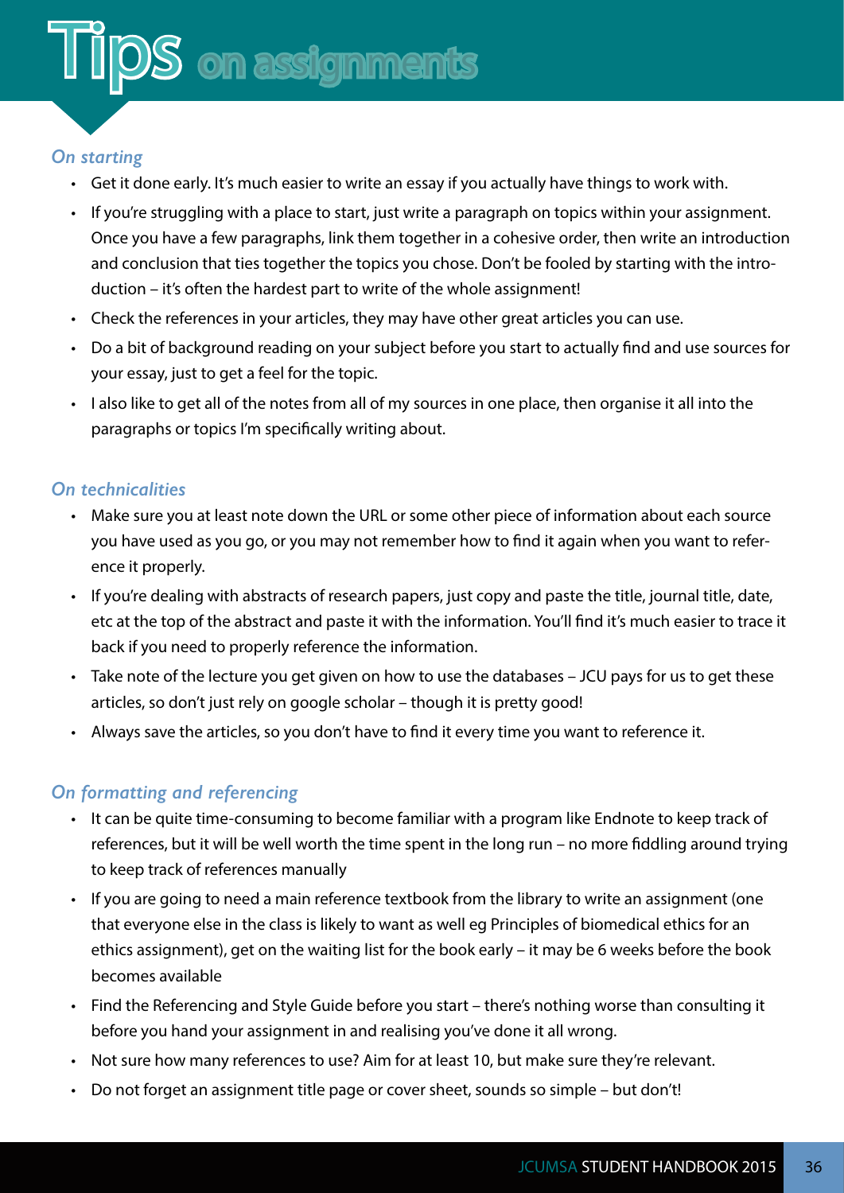# Tips on assignments

### *On starting*

- Get it done early. It's much easier to write an essay if you actually have things to work with.
- If you're struggling with a place to start, just write a paragraph on topics within your assignment. Once you have a few paragraphs, link them together in a cohesive order, then write an introduction and conclusion that ties together the topics you chose. Don't be fooled by starting with the introduction – it's often the hardest part to write of the whole assignment!
- Check the references in your articles, they may have other great articles you can use.
- Do a bit of background reading on your subject before you start to actually find and use sources for your essay, just to get a feel for the topic.
- I also like to get all of the notes from all of my sources in one place, then organise it all into the paragraphs or topics I'm specifically writing about.

### *On technicalities*

- Make sure you at least note down the URL or some other piece of information about each source you have used as you go, or you may not remember how to find it again when you want to reference it properly.
- If you're dealing with abstracts of research papers, just copy and paste the title, journal title, date, etc at the top of the abstract and paste it with the information. You'll find it's much easier to trace it back if you need to properly reference the information.
- Take note of the lecture you get given on how to use the databases – JCU pays for us to get these articles, so don't just rely on google scholar – though it is pretty good!
- Always save the articles, so you don't have to find it every time you want to reference it.

### *On formatting and referencing*

- It can be quite time-consuming to become familiar with a program like Endnote to keep track of references, but it will be well worth the time spent in the long run – no more fiddling around trying to keep track of references manually
- If you are going to need a main reference textbook from the library to write an assignment (one that everyone else in the class is likely to want as well eg Principles of biomedical ethics for an ethics assignment), get on the waiting list for the book early – it may be 6 weeks before the book becomes available
- Find the Referencing and Style Guide before you start – there's nothing worse than consulting it before you hand your assignment in and realising you've done it all wrong.
- Not sure how many references to use? Aim for at least 10, but make sure they're relevant.
- Do not forget an assignment title page or cover sheet, sounds so simple – but don't!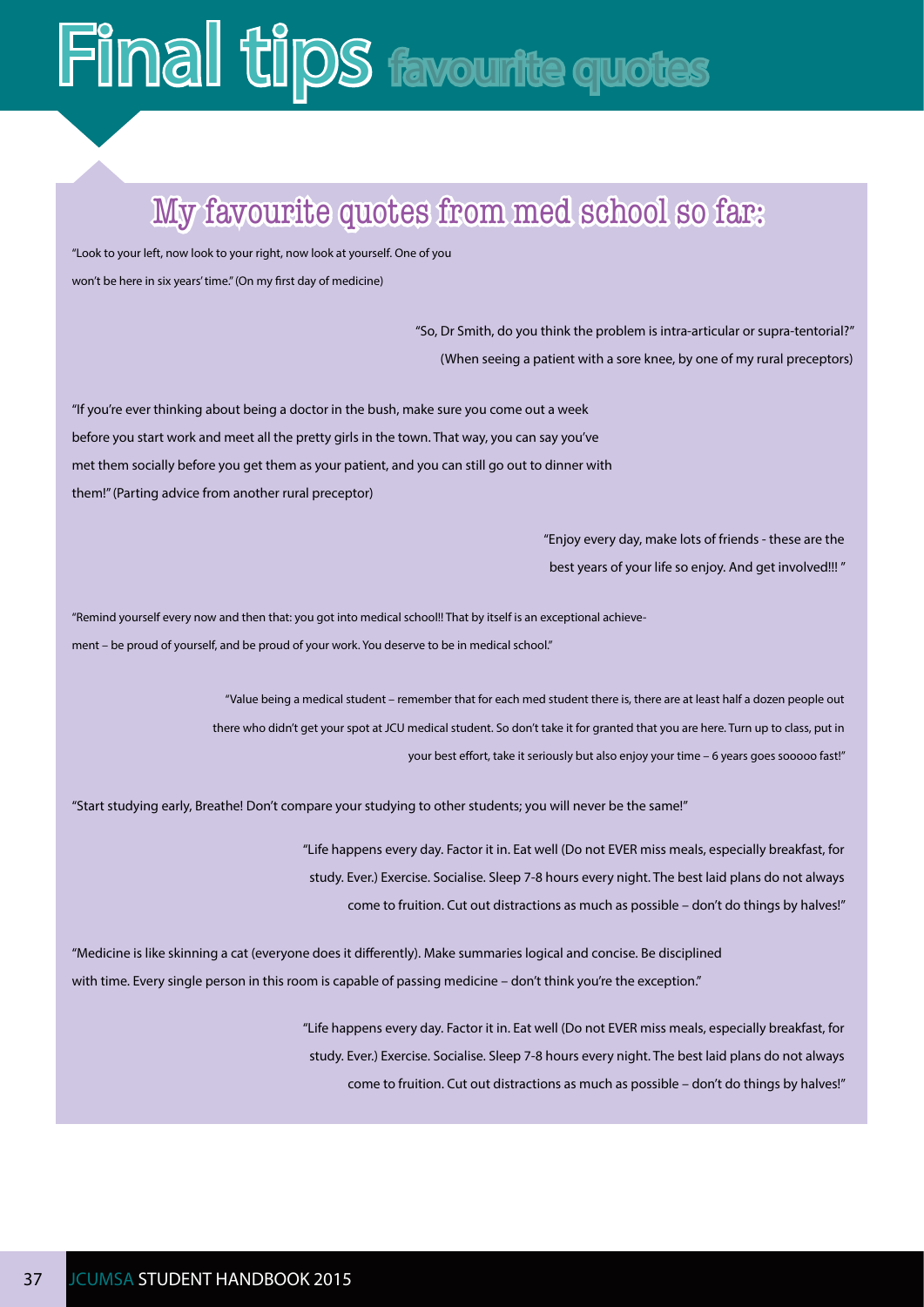# Final tips favourite quotes

## My favourite quotes from med school so far:

"Look to your left, now look to your right, now look at yourself. One of you won't be here in six years' time." (On my first day of medicine)

"So, Dr Smith, do you think the problem is intra-articular or supra-tentorial?" (When seeing a patient with a sore knee, by one of my rural preceptors)

"If you're ever thinking about being a doctor in the bush, make sure you come out a week before you start work and meet all the pretty girls in the town. That way, you can say you've met them socially before you get them as your patient, and you can still go out to dinner with them!" (Parting advice from another rural preceptor)

"Enjoy every day, make lots of friends - these are the best years of your life so enjoy. And get involved!!! "

"Remind yourself every now and then that: you got into medical school!! That by itself is an exceptional achievement – be proud of yourself, and be proud of your work. You deserve to be in medical school."

"Value being a medical student – remember that for each med student there is, there are at least half a dozen people out there who didn't get your spot at JCU medical student. So don't take it for granted that you are here. Turn up to class, put in your best effort, take it seriously but also enjoy your time – 6 years goes sooooo fast!"

"Start studying early, Breathe! Don't compare your studying to other students; you will never be the same!"

"Life happens every day. Factor it in. Eat well (Do not EVER miss meals, especially breakfast, for study. Ever.) Exercise. Socialise. Sleep 7-8 hours every night. The best laid plans do not always come to fruition. Cut out distractions as much as possible – don't do things by halves!"

"Medicine is like skinning a cat (everyone does it differently). Make summaries logical and concise. Be disciplined with time. Every single person in this room is capable of passing medicine – don't think you're the exception."

"Life happens every day. Factor it in. Eat well (Do not EVER miss meals, especially breakfast, for study. Ever.) Exercise. Socialise. Sleep 7-8 hours every night. The best laid plans do not always come to fruition. Cut out distractions as much as possible – don't do things by halves!"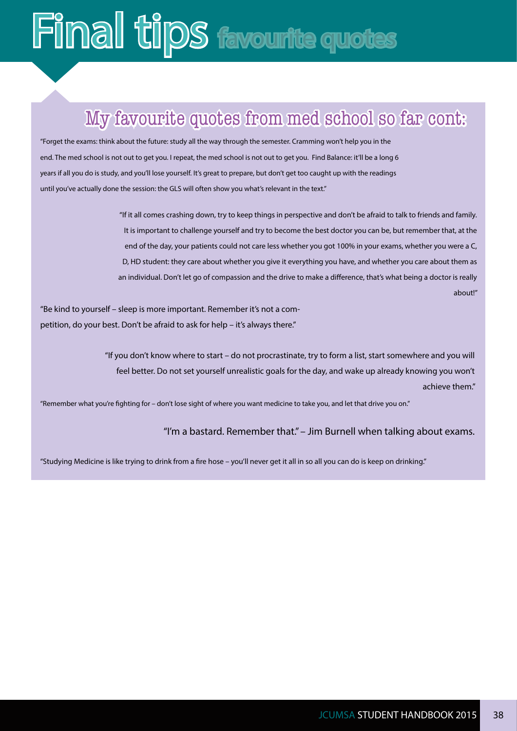# Final tips favourite quotes

## My favourite quotes from med school so far cont:

"Forget the exams: think about the future: study all the way through the semester. Cramming won't help you in the end. The med school is not out to get you. I repeat, the med school is not out to get you. Find Balance: it'll be a long 6 years if all you do is study, and you'll lose yourself. It's great to prepare, but don't get too caught up with the readings until you've actually done the session: the GLS will often show you what's relevant in the text."

"If it all comes crashing down, try to keep things in perspective and don't be afraid to talk to friends and family. It is important to challenge yourself and try to become the best doctor you can be, but remember that, at the end of the day, your patients could not care less whether you got 100% in your exams, whether you were a C, D, HD student: they care about whether you give it everything you have, and whether you care about them as an individual. Don't let go of compassion and the drive to make a difference, that's what being a doctor is really about!"

"Be kind to yourself – sleep is more important. Remember it's not a competition, do your best. Don't be afraid to ask for help – it's always there."

"If you don't know where to start – do not procrastinate, try to form a list, start somewhere and you will feel better. Do not set yourself unrealistic goals for the day, and wake up already knowing you won't achieve them."

"Remember what you're fighting for – don't lose sight of where you want medicine to take you, and let that drive you on."

"I'm a bastard. Remember that." – Jim Burnell when talking about exams.

"Studying Medicine is like trying to drink from a fire hose – you'll never get it all in so all you can do is keep on drinking."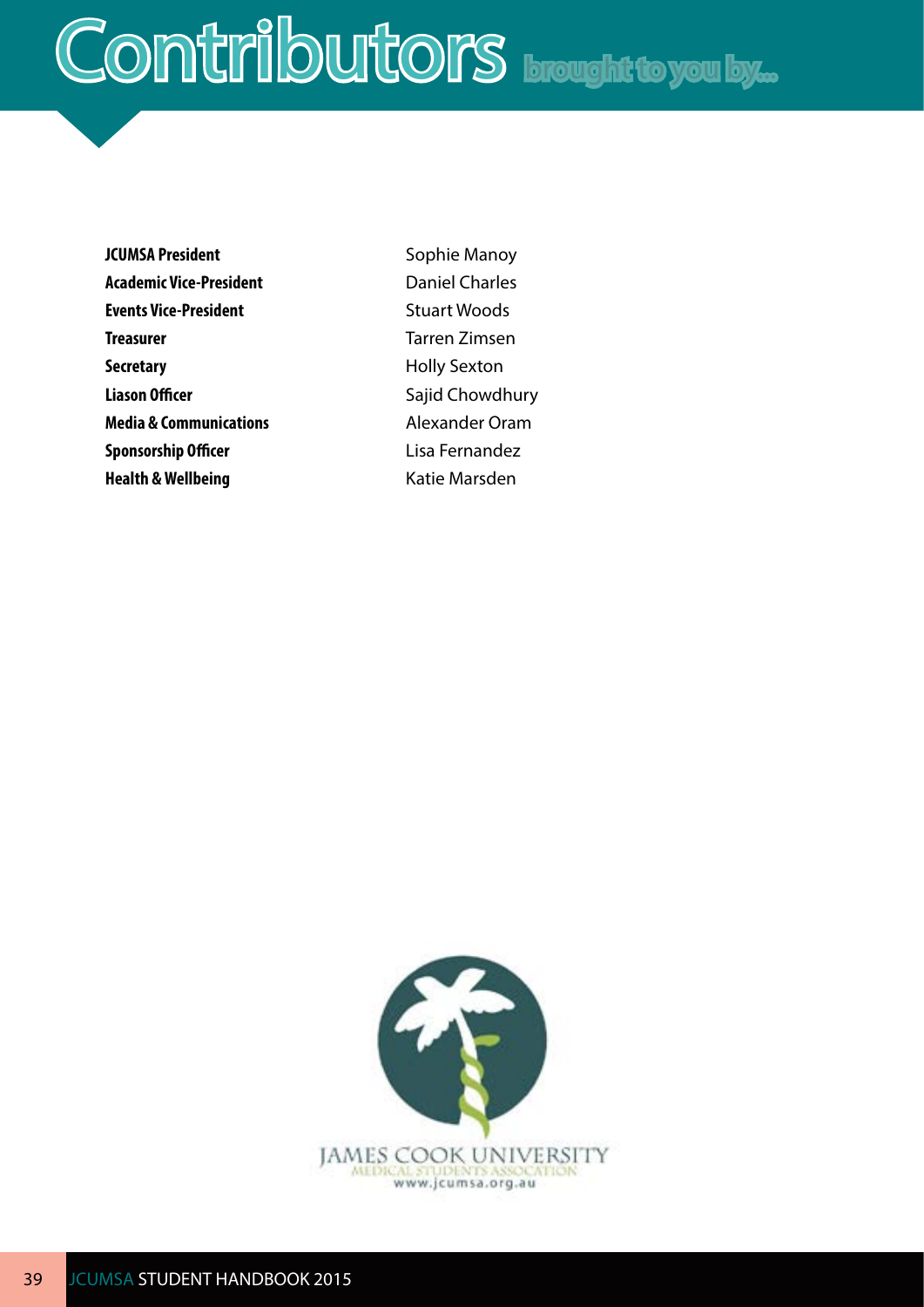# Contributors brought to you by...

| | |
|---|---|
| **JCUMSA President** | Sophie Manoy |
| **Academic Vice-President** | Daniel Charles |
| **Events Vice-President** | Stuart Woods |
| **Treasurer** | Tarren Zimsen |
| **Secretary** | Holly Sexton |
| **Liason Officer** | Sajid Chowdhury |
| **Media & Communications** | Alexander Oram |
| **Sponsorship Officer** | Lisa Fernandez |
| **Health & Wellbeing** | Katie Marsden |

JAMES COOK UNIVERSITY
MEDICAL STUDENTS ASSOCIATION
www.jcumsa.org.au